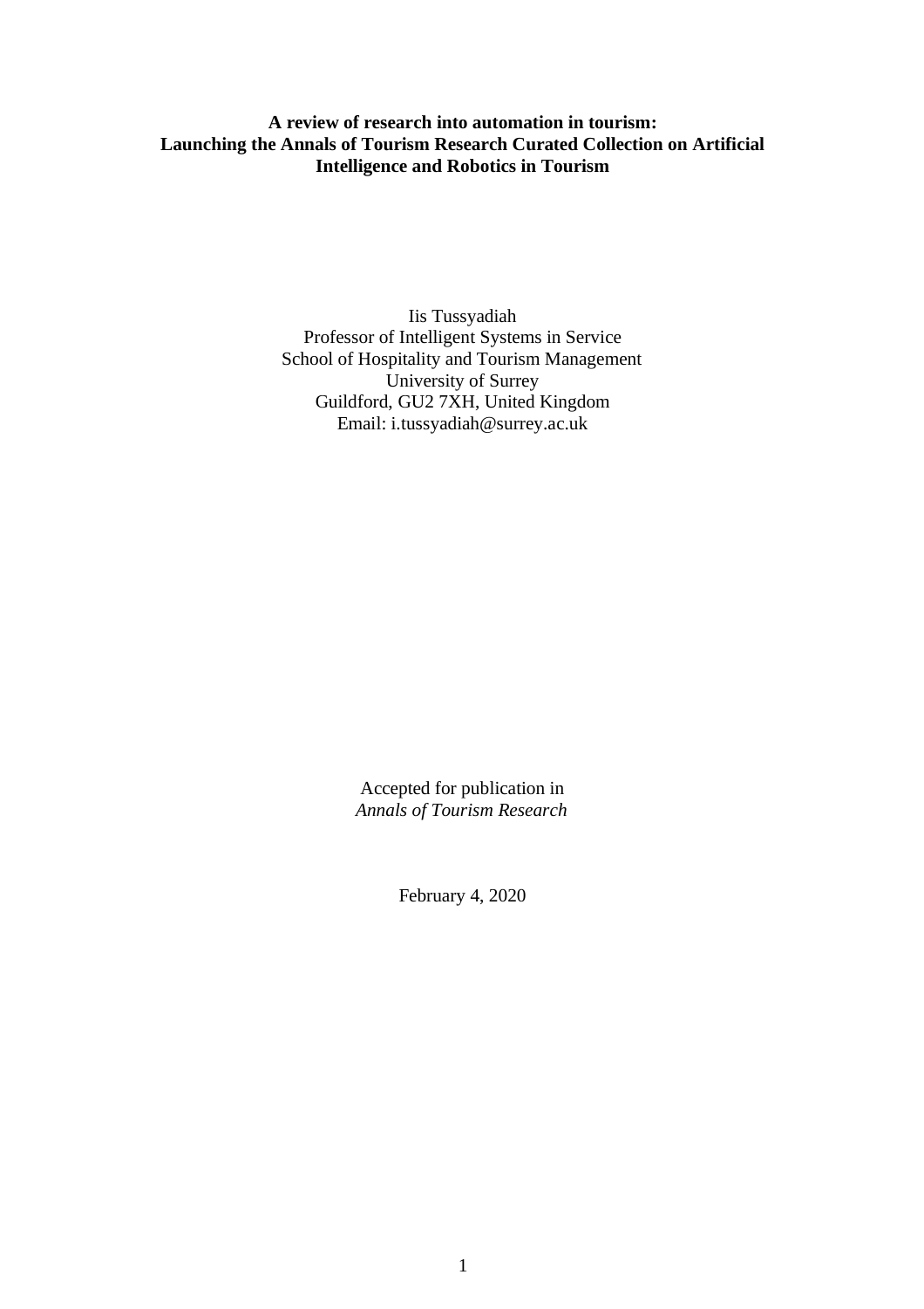# A review of research into automation in tourism: Launching the Annals of Tourism Research Curated Collection on Artificial Intelligence and Robotics in Tourism

Iis Tussyadiah
Professor of Intelligent Systems in Service
School of Hospitality and Tourism Management
University of Surrey
Guildford, GU2 7XH, United Kingdom
Email: i.tussyadiah@surrey.ac.uk

Accepted for publication in
*Annals of Tourism Research*

February 4, 2020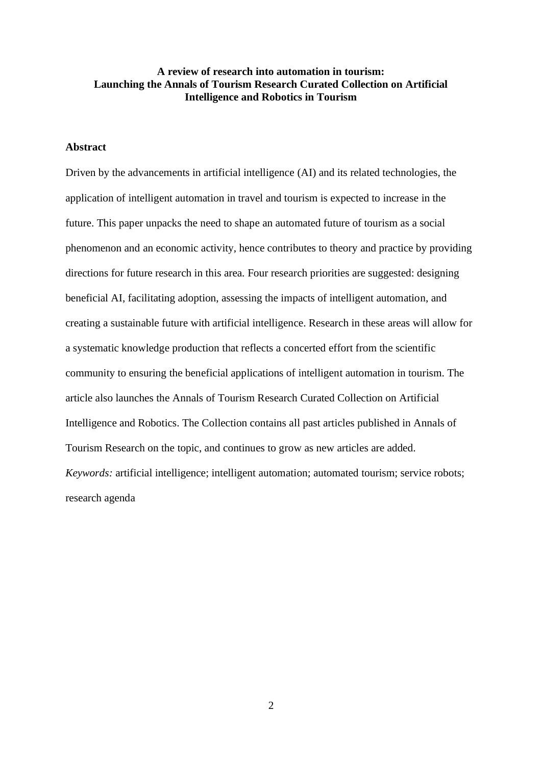**A review of research into automation in tourism: Launching the Annals of Tourism Research Curated Collection on Artificial Intelligence and Robotics in Tourism**

## Abstract

Driven by the advancements in artificial intelligence (AI) and its related technologies, the application of intelligent automation in travel and tourism is expected to increase in the future. This paper unpacks the need to shape an automated future of tourism as a social phenomenon and an economic activity, hence contributes to theory and practice by providing directions for future research in this area. Four research priorities are suggested: designing beneficial AI, facilitating adoption, assessing the impacts of intelligent automation, and creating a sustainable future with artificial intelligence. Research in these areas will allow for a systematic knowledge production that reflects a concerted effort from the scientific community to ensuring the beneficial applications of intelligent automation in tourism. The article also launches the Annals of Tourism Research Curated Collection on Artificial Intelligence and Robotics. The Collection contains all past articles published in Annals of Tourism Research on the topic, and continues to grow as new articles are added.

*Keywords:* artificial intelligence; intelligent automation; automated tourism; service robots; research agenda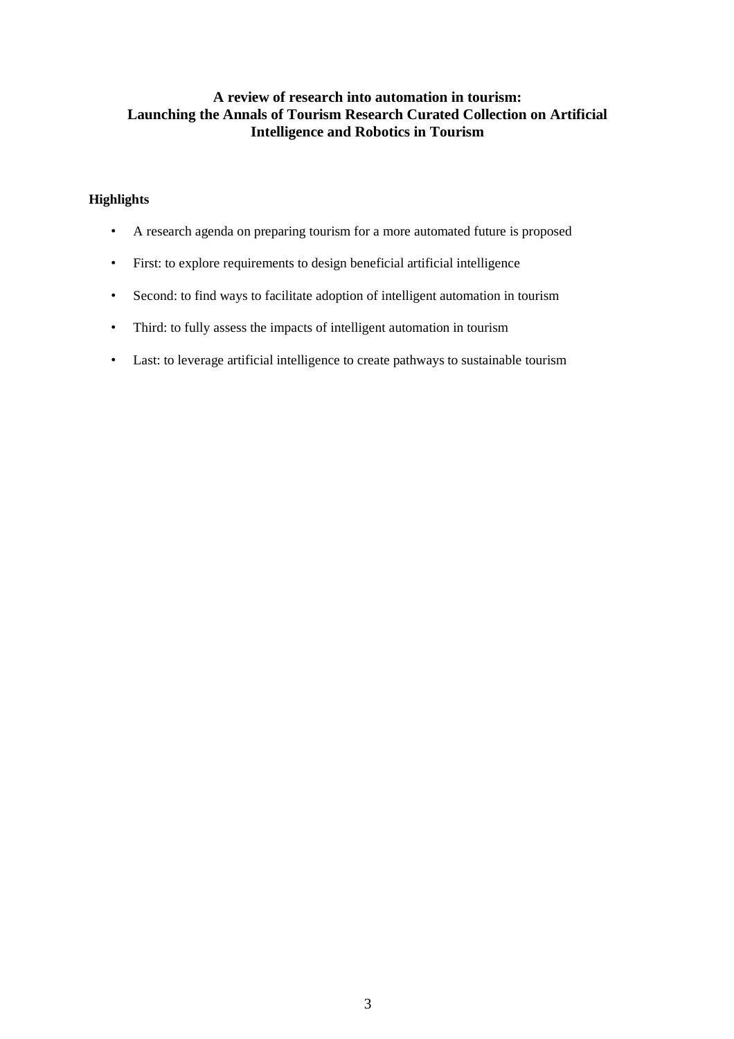# A review of research into automation in tourism: Launching the Annals of Tourism Research Curated Collection on Artificial Intelligence and Robotics in Tourism

## Highlights

- A research agenda on preparing tourism for a more automated future is proposed
- First: to explore requirements to design beneficial artificial intelligence
- Second: to find ways to facilitate adoption of intelligent automation in tourism
- Third: to fully assess the impacts of intelligent automation in tourism
- Last: to leverage artificial intelligence to create pathways to sustainable tourism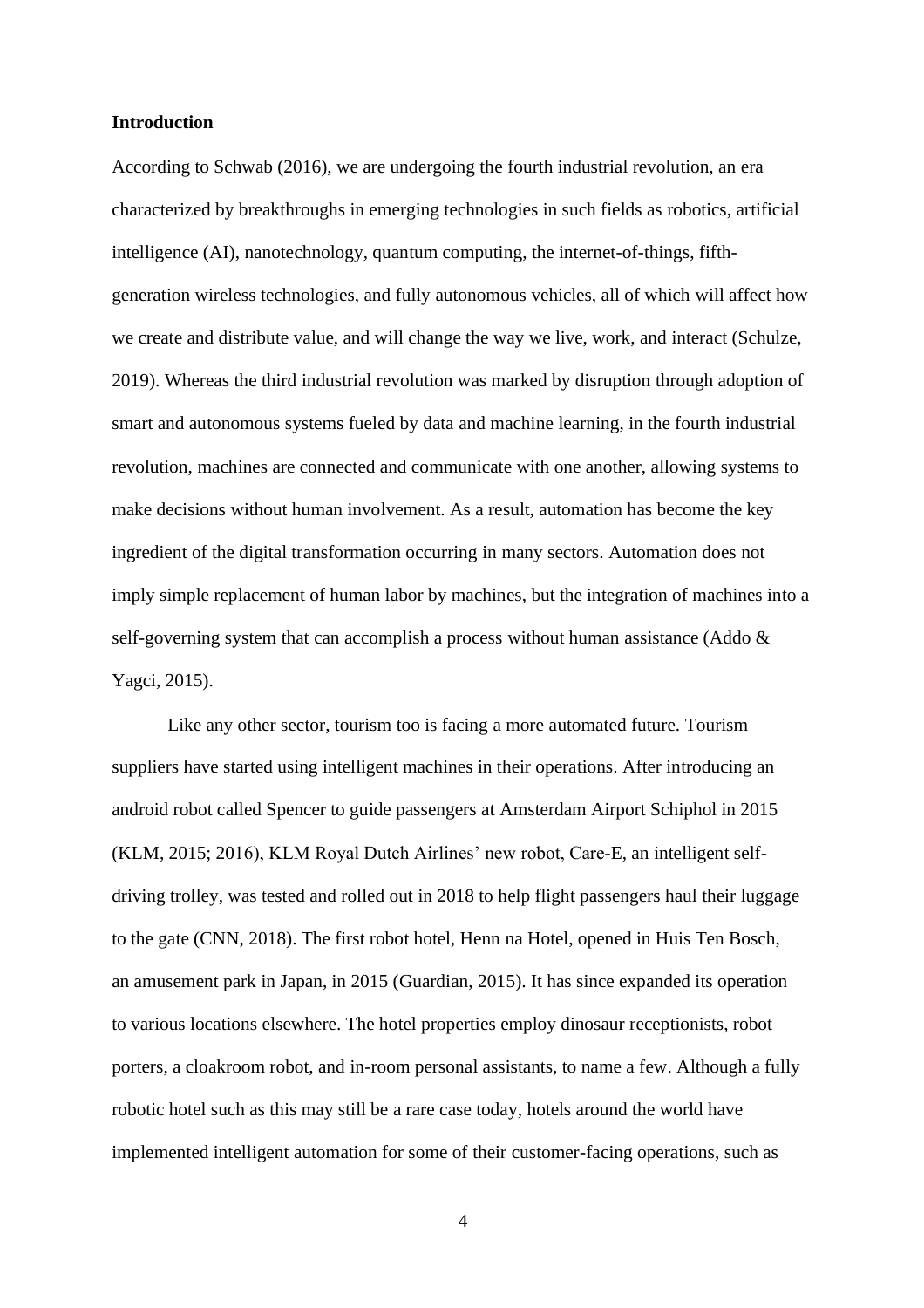**Introduction**

According to Schwab (2016), we are undergoing the fourth industrial revolution, an era characterized by breakthroughs in emerging technologies in such fields as robotics, artificial intelligence (AI), nanotechnology, quantum computing, the internet-of-things, fifth-generation wireless technologies, and fully autonomous vehicles, all of which will affect how we create and distribute value, and will change the way we live, work, and interact (Schulze, 2019). Whereas the third industrial revolution was marked by disruption through adoption of smart and autonomous systems fueled by data and machine learning, in the fourth industrial revolution, machines are connected and communicate with one another, allowing systems to make decisions without human involvement. As a result, automation has become the key ingredient of the digital transformation occurring in many sectors. Automation does not imply simple replacement of human labor by machines, but the integration of machines into a self-governing system that can accomplish a process without human assistance (Addo & Yagci, 2015).

Like any other sector, tourism too is facing a more automated future. Tourism suppliers have started using intelligent machines in their operations. After introducing an android robot called Spencer to guide passengers at Amsterdam Airport Schiphol in 2015 (KLM, 2015; 2016), KLM Royal Dutch Airlines' new robot, Care-E, an intelligent self-driving trolley, was tested and rolled out in 2018 to help flight passengers haul their luggage to the gate (CNN, 2018). The first robot hotel, Henn na Hotel, opened in Huis Ten Bosch, an amusement park in Japan, in 2015 (Guardian, 2015). It has since expanded its operation to various locations elsewhere. The hotel properties employ dinosaur receptionists, robot porters, a cloakroom robot, and in-room personal assistants, to name a few. Although a fully robotic hotel such as this may still be a rare case today, hotels around the world have implemented intelligent automation for some of their customer-facing operations, such as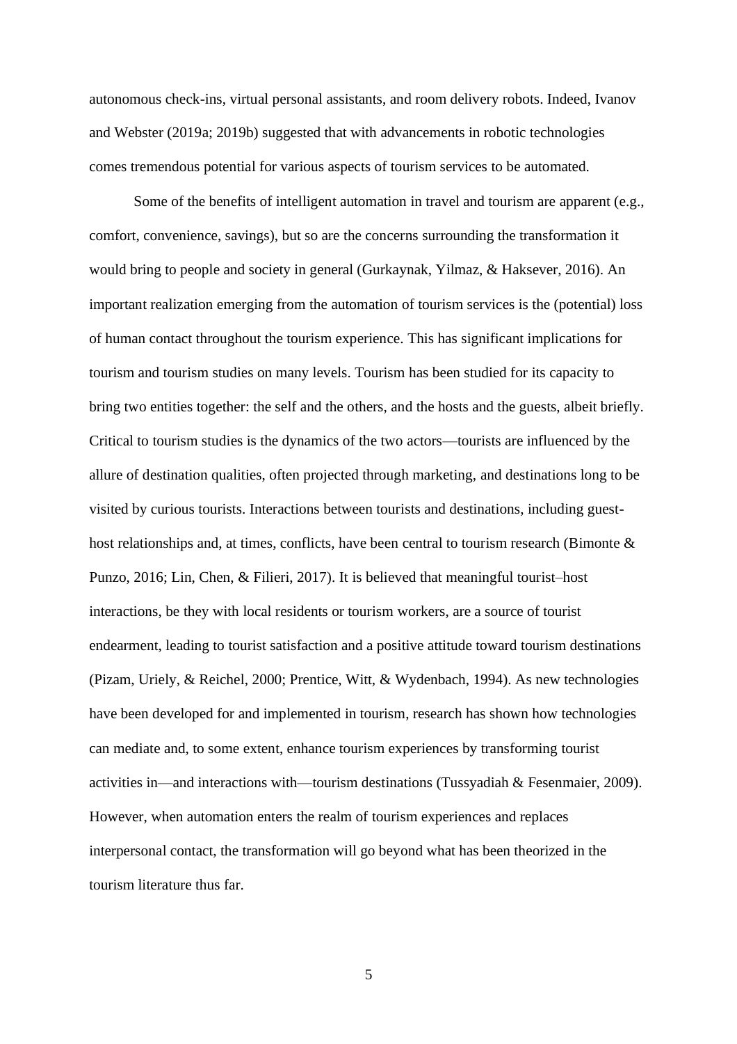autonomous check-ins, virtual personal assistants, and room delivery robots. Indeed, Ivanov and Webster (2019a; 2019b) suggested that with advancements in robotic technologies comes tremendous potential for various aspects of tourism services to be automated.

Some of the benefits of intelligent automation in travel and tourism are apparent (e.g., comfort, convenience, savings), but so are the concerns surrounding the transformation it would bring to people and society in general (Gurkaynak, Yilmaz, & Haksever, 2016). An important realization emerging from the automation of tourism services is the (potential) loss of human contact throughout the tourism experience. This has significant implications for tourism and tourism studies on many levels. Tourism has been studied for its capacity to bring two entities together: the self and the others, and the hosts and the guests, albeit briefly. Critical to tourism studies is the dynamics of the two actors—tourists are influenced by the allure of destination qualities, often projected through marketing, and destinations long to be visited by curious tourists. Interactions between tourists and destinations, including guest-host relationships and, at times, conflicts, have been central to tourism research (Bimonte & Punzo, 2016; Lin, Chen, & Filieri, 2017). It is believed that meaningful tourist–host interactions, be they with local residents or tourism workers, are a source of tourist endearment, leading to tourist satisfaction and a positive attitude toward tourism destinations (Pizam, Uriely, & Reichel, 2000; Prentice, Witt, & Wydenbach, 1994). As new technologies have been developed for and implemented in tourism, research has shown how technologies can mediate and, to some extent, enhance tourism experiences by transforming tourist activities in—and interactions with—tourism destinations (Tussyadiah & Fesenmaier, 2009). However, when automation enters the realm of tourism experiences and replaces interpersonal contact, the transformation will go beyond what has been theorized in the tourism literature thus far.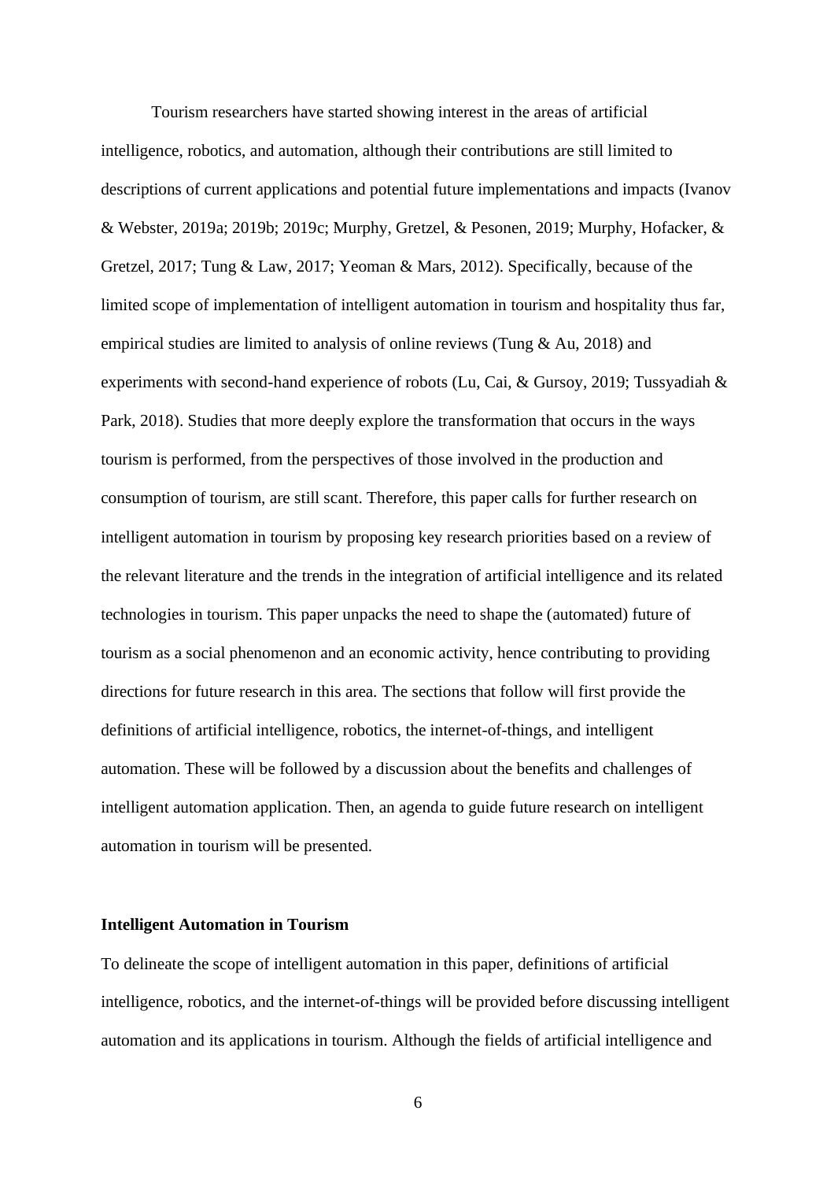Tourism researchers have started showing interest in the areas of artificial intelligence, robotics, and automation, although their contributions are still limited to descriptions of current applications and potential future implementations and impacts (Ivanov & Webster, 2019a; 2019b; 2019c; Murphy, Gretzel, & Pesonen, 2019; Murphy, Hofacker, & Gretzel, 2017; Tung & Law, 2017; Yeoman & Mars, 2012). Specifically, because of the limited scope of implementation of intelligent automation in tourism and hospitality thus far, empirical studies are limited to analysis of online reviews (Tung & Au, 2018) and experiments with second-hand experience of robots (Lu, Cai, & Gursoy, 2019; Tussyadiah & Park, 2018). Studies that more deeply explore the transformation that occurs in the ways tourism is performed, from the perspectives of those involved in the production and consumption of tourism, are still scant. Therefore, this paper calls for further research on intelligent automation in tourism by proposing key research priorities based on a review of the relevant literature and the trends in the integration of artificial intelligence and its related technologies in tourism. This paper unpacks the need to shape the (automated) future of tourism as a social phenomenon and an economic activity, hence contributing to providing directions for future research in this area. The sections that follow will first provide the definitions of artificial intelligence, robotics, the internet-of-things, and intelligent automation. These will be followed by a discussion about the benefits and challenges of intelligent automation application. Then, an agenda to guide future research on intelligent automation in tourism will be presented.

## Intelligent Automation in Tourism

To delineate the scope of intelligent automation in this paper, definitions of artificial intelligence, robotics, and the internet-of-things will be provided before discussing intelligent automation and its applications in tourism. Although the fields of artificial intelligence and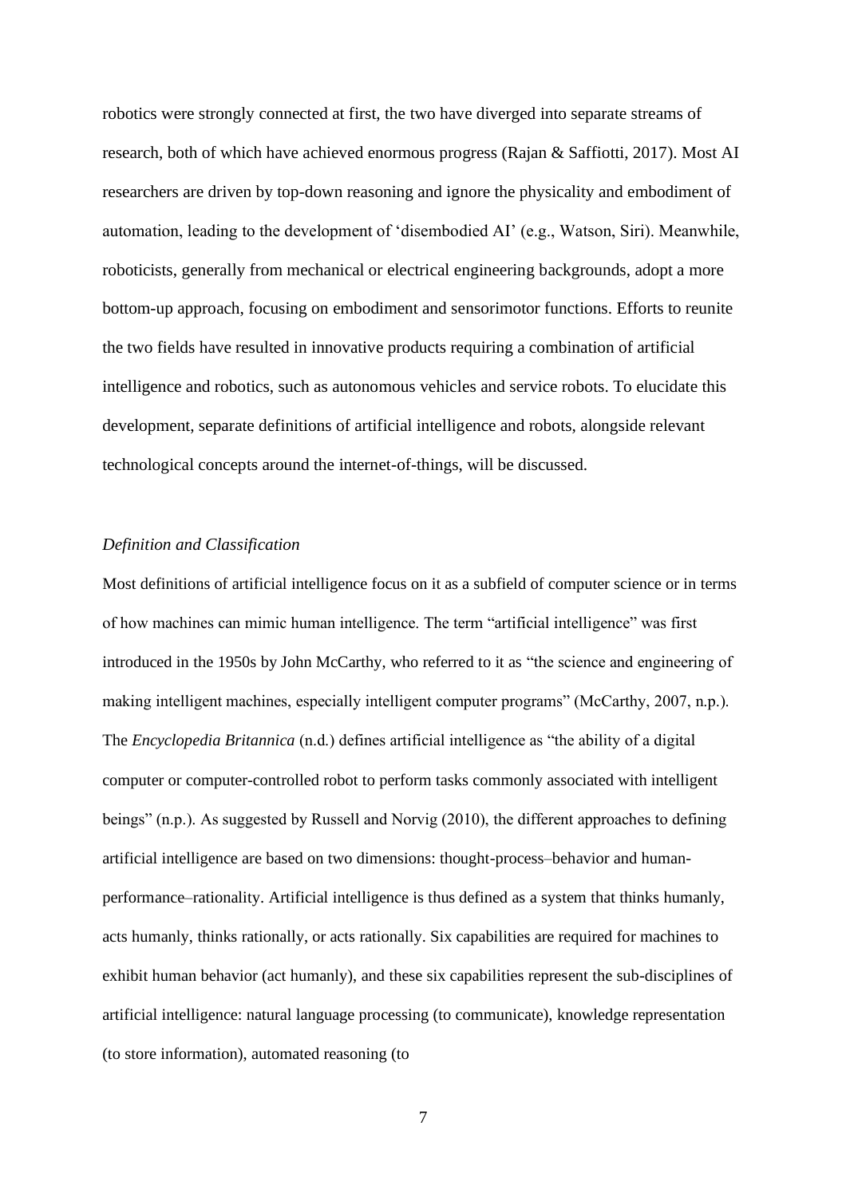robotics were strongly connected at first, the two have diverged into separate streams of research, both of which have achieved enormous progress (Rajan & Saffiotti, 2017). Most AI researchers are driven by top-down reasoning and ignore the physicality and embodiment of automation, leading to the development of 'disembodied AI' (e.g., Watson, Siri). Meanwhile, roboticists, generally from mechanical or electrical engineering backgrounds, adopt a more bottom-up approach, focusing on embodiment and sensorimotor functions. Efforts to reunite the two fields have resulted in innovative products requiring a combination of artificial intelligence and robotics, such as autonomous vehicles and service robots. To elucidate this development, separate definitions of artificial intelligence and robots, alongside relevant technological concepts around the internet-of-things, will be discussed.

### *Definition and Classification*

Most definitions of artificial intelligence focus on it as a subfield of computer science or in terms of how machines can mimic human intelligence. The term "artificial intelligence" was first introduced in the 1950s by John McCarthy, who referred to it as "the science and engineering of making intelligent machines, especially intelligent computer programs" (McCarthy, 2007, n.p.). The *Encyclopedia Britannica* (n.d.) defines artificial intelligence as "the ability of a digital computer or computer-controlled robot to perform tasks commonly associated with intelligent beings" (n.p.). As suggested by Russell and Norvig (2010), the different approaches to defining artificial intelligence are based on two dimensions: thought-process–behavior and human-performance–rationality. Artificial intelligence is thus defined as a system that thinks humanly, acts humanly, thinks rationally, or acts rationally. Six capabilities are required for machines to exhibit human behavior (act humanly), and these six capabilities represent the sub-disciplines of artificial intelligence: natural language processing (to communicate), knowledge representation (to store information), automated reasoning (to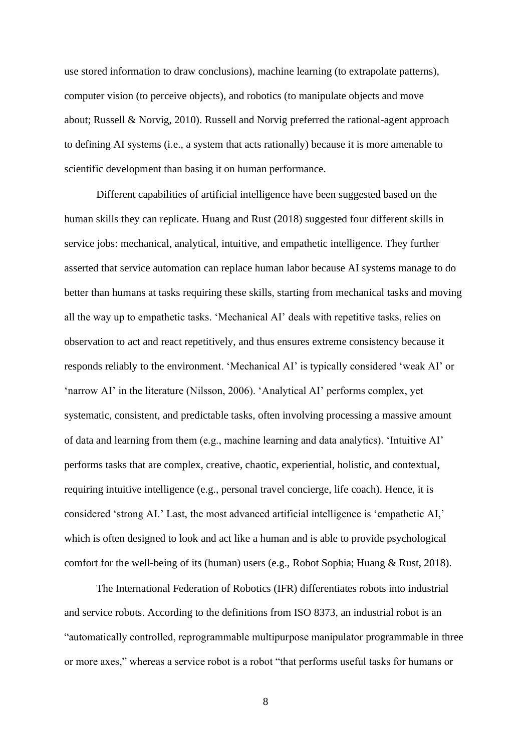use stored information to draw conclusions), machine learning (to extrapolate patterns), computer vision (to perceive objects), and robotics (to manipulate objects and move about; Russell & Norvig, 2010). Russell and Norvig preferred the rational-agent approach to defining AI systems (i.e., a system that acts rationally) because it is more amenable to scientific development than basing it on human performance.

Different capabilities of artificial intelligence have been suggested based on the human skills they can replicate. Huang and Rust (2018) suggested four different skills in service jobs: mechanical, analytical, intuitive, and empathetic intelligence. They further asserted that service automation can replace human labor because AI systems manage to do better than humans at tasks requiring these skills, starting from mechanical tasks and moving all the way up to empathetic tasks. 'Mechanical AI' deals with repetitive tasks, relies on observation to act and react repetitively, and thus ensures extreme consistency because it responds reliably to the environment. 'Mechanical AI' is typically considered 'weak AI' or 'narrow AI' in the literature (Nilsson, 2006). 'Analytical AI' performs complex, yet systematic, consistent, and predictable tasks, often involving processing a massive amount of data and learning from them (e.g., machine learning and data analytics). 'Intuitive AI' performs tasks that are complex, creative, chaotic, experiential, holistic, and contextual, requiring intuitive intelligence (e.g., personal travel concierge, life coach). Hence, it is considered 'strong AI.' Last, the most advanced artificial intelligence is 'empathetic AI,' which is often designed to look and act like a human and is able to provide psychological comfort for the well-being of its (human) users (e.g., Robot Sophia; Huang & Rust, 2018).

The International Federation of Robotics (IFR) differentiates robots into industrial and service robots. According to the definitions from ISO 8373, an industrial robot is an "automatically controlled, reprogrammable multipurpose manipulator programmable in three or more axes," whereas a service robot is a robot "that performs useful tasks for humans or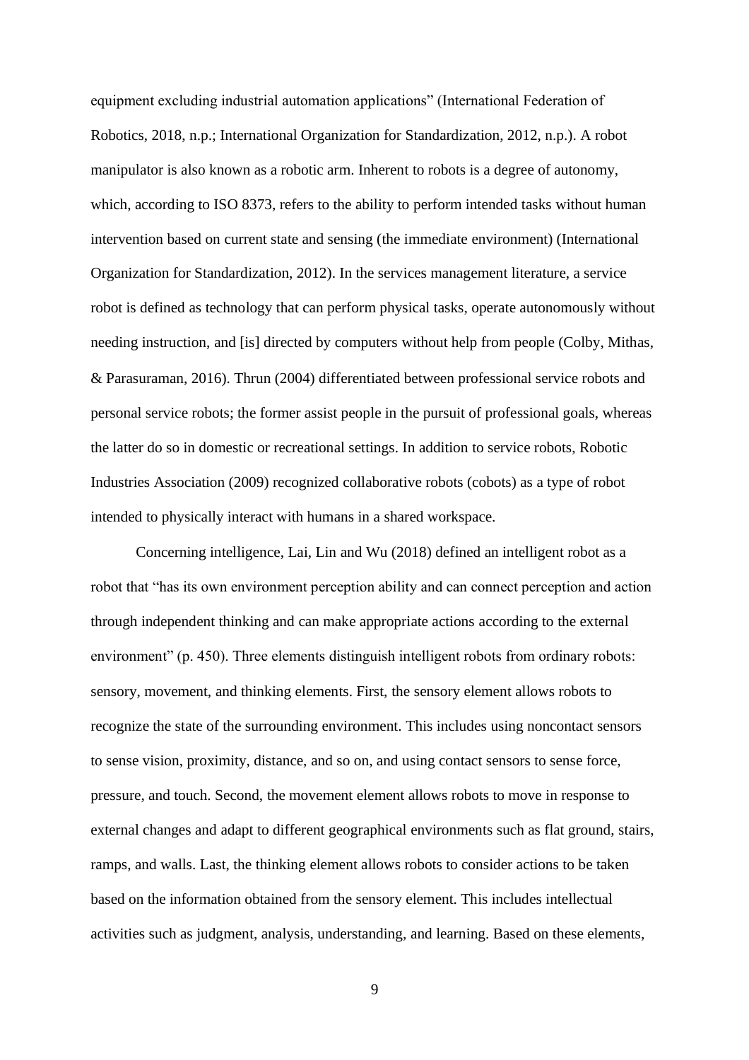equipment excluding industrial automation applications" (International Federation of Robotics, 2018, n.p.; International Organization for Standardization, 2012, n.p.). A robot manipulator is also known as a robotic arm. Inherent to robots is a degree of autonomy, which, according to ISO 8373, refers to the ability to perform intended tasks without human intervention based on current state and sensing (the immediate environment) (International Organization for Standardization, 2012). In the services management literature, a service robot is defined as technology that can perform physical tasks, operate autonomously without needing instruction, and [is] directed by computers without help from people (Colby, Mithas, & Parasuraman, 2016). Thrun (2004) differentiated between professional service robots and personal service robots; the former assist people in the pursuit of professional goals, whereas the latter do so in domestic or recreational settings. In addition to service robots, Robotic Industries Association (2009) recognized collaborative robots (cobots) as a type of robot intended to physically interact with humans in a shared workspace.

Concerning intelligence, Lai, Lin and Wu (2018) defined an intelligent robot as a robot that "has its own environment perception ability and can connect perception and action through independent thinking and can make appropriate actions according to the external environment" (p. 450). Three elements distinguish intelligent robots from ordinary robots: sensory, movement, and thinking elements. First, the sensory element allows robots to recognize the state of the surrounding environment. This includes using noncontact sensors to sense vision, proximity, distance, and so on, and using contact sensors to sense force, pressure, and touch. Second, the movement element allows robots to move in response to external changes and adapt to different geographical environments such as flat ground, stairs, ramps, and walls. Last, the thinking element allows robots to consider actions to be taken based on the information obtained from the sensory element. This includes intellectual activities such as judgment, analysis, understanding, and learning. Based on these elements,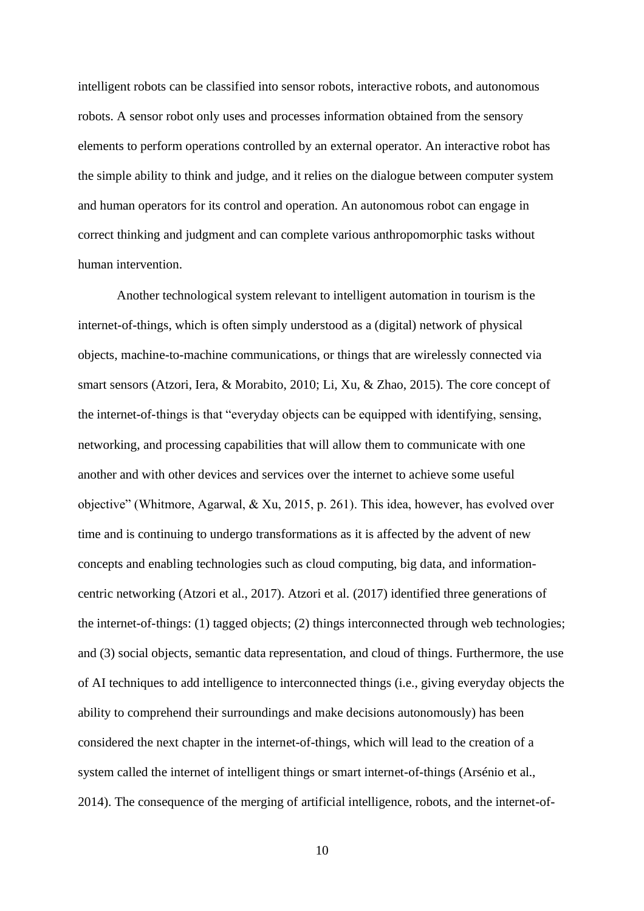intelligent robots can be classified into sensor robots, interactive robots, and autonomous robots. A sensor robot only uses and processes information obtained from the sensory elements to perform operations controlled by an external operator. An interactive robot has the simple ability to think and judge, and it relies on the dialogue between computer system and human operators for its control and operation. An autonomous robot can engage in correct thinking and judgment and can complete various anthropomorphic tasks without human intervention.

Another technological system relevant to intelligent automation in tourism is the internet-of-things, which is often simply understood as a (digital) network of physical objects, machine-to-machine communications, or things that are wirelessly connected via smart sensors (Atzori, Iera, & Morabito, 2010; Li, Xu, & Zhao, 2015). The core concept of the internet-of-things is that "everyday objects can be equipped with identifying, sensing, networking, and processing capabilities that will allow them to communicate with one another and with other devices and services over the internet to achieve some useful objective" (Whitmore, Agarwal, & Xu, 2015, p. 261). This idea, however, has evolved over time and is continuing to undergo transformations as it is affected by the advent of new concepts and enabling technologies such as cloud computing, big data, and information-centric networking (Atzori et al., 2017). Atzori et al. (2017) identified three generations of the internet-of-things: (1) tagged objects; (2) things interconnected through web technologies; and (3) social objects, semantic data representation, and cloud of things. Furthermore, the use of AI techniques to add intelligence to interconnected things (i.e., giving everyday objects the ability to comprehend their surroundings and make decisions autonomously) has been considered the next chapter in the internet-of-things, which will lead to the creation of a system called the internet of intelligent things or smart internet-of-things (Arsénio et al., 2014). The consequence of the merging of artificial intelligence, robots, and the internet-of-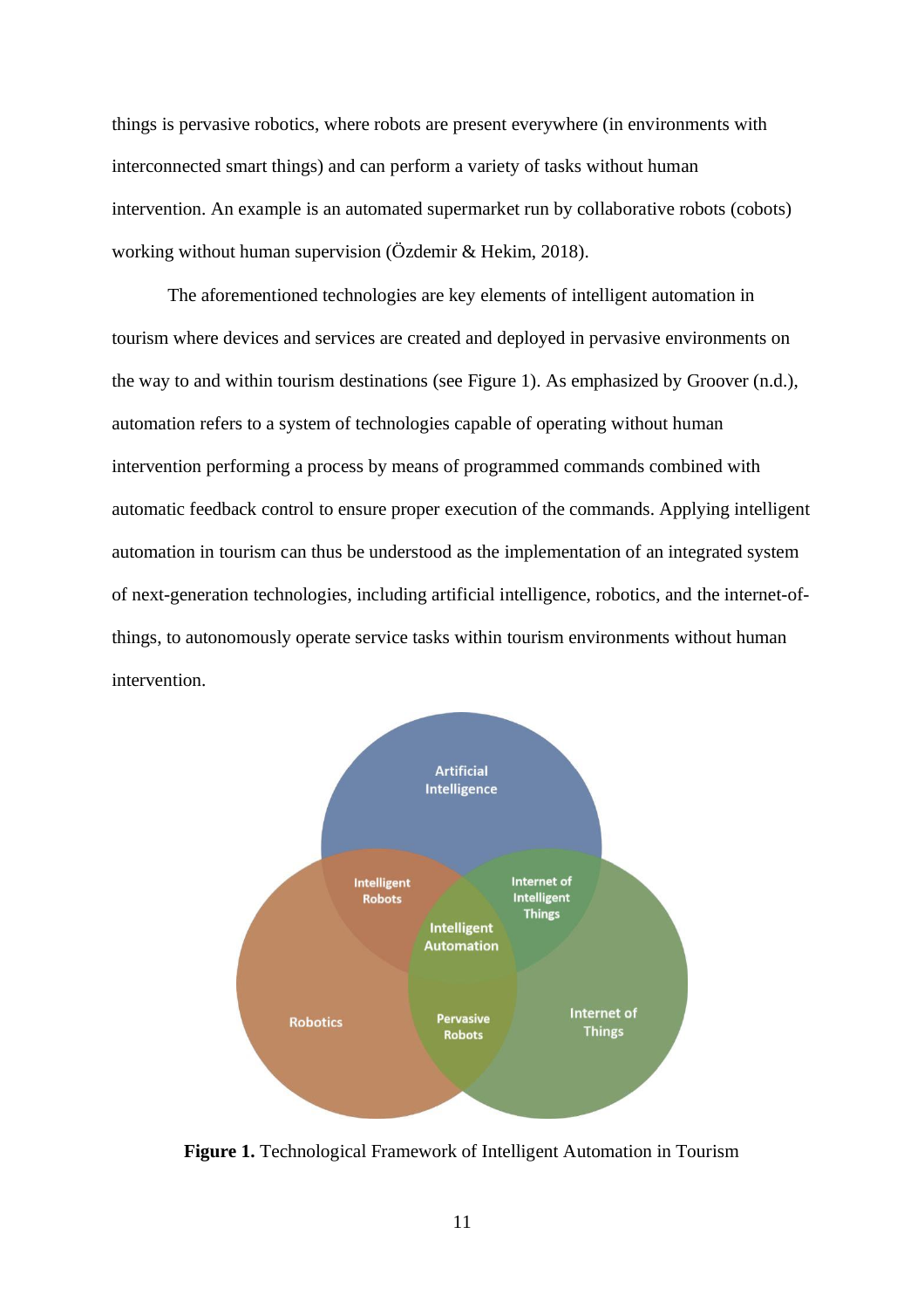things is pervasive robotics, where robots are present everywhere (in environments with interconnected smart things) and can perform a variety of tasks without human intervention. An example is an automated supermarket run by collaborative robots (cobots) working without human supervision (Özdemir & Hekim, 2018).

The aforementioned technologies are key elements of intelligent automation in tourism where devices and services are created and deployed in pervasive environments on the way to and within tourism destinations (see Figure 1). As emphasized by Groover (n.d.), automation refers to a system of technologies capable of operating without human intervention performing a process by means of programmed commands combined with automatic feedback control to ensure proper execution of the commands. Applying intelligent automation in tourism can thus be understood as the implementation of an integrated system of next-generation technologies, including artificial intelligence, robotics, and the internet-of-things, to autonomously operate service tasks within tourism environments without human intervention.

**Figure 1.** Technological Framework of Intelligent Automation in Tourism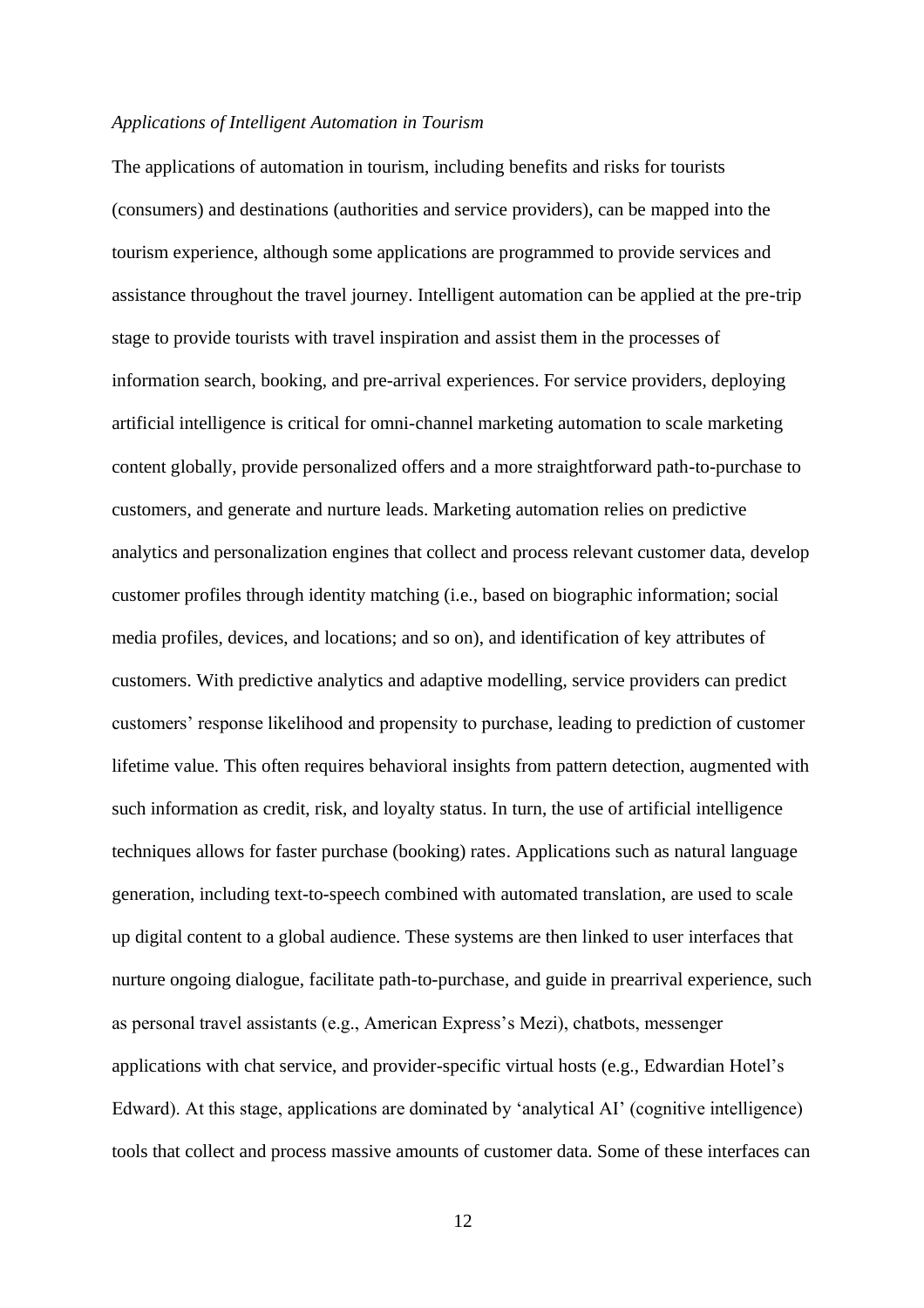*Applications of Intelligent Automation in Tourism*

The applications of automation in tourism, including benefits and risks for tourists (consumers) and destinations (authorities and service providers), can be mapped into the tourism experience, although some applications are programmed to provide services and assistance throughout the travel journey. Intelligent automation can be applied at the pre-trip stage to provide tourists with travel inspiration and assist them in the processes of information search, booking, and pre-arrival experiences. For service providers, deploying artificial intelligence is critical for omni-channel marketing automation to scale marketing content globally, provide personalized offers and a more straightforward path-to-purchase to customers, and generate and nurture leads. Marketing automation relies on predictive analytics and personalization engines that collect and process relevant customer data, develop customer profiles through identity matching (i.e., based on biographic information; social media profiles, devices, and locations; and so on), and identification of key attributes of customers. With predictive analytics and adaptive modelling, service providers can predict customers' response likelihood and propensity to purchase, leading to prediction of customer lifetime value. This often requires behavioral insights from pattern detection, augmented with such information as credit, risk, and loyalty status. In turn, the use of artificial intelligence techniques allows for faster purchase (booking) rates. Applications such as natural language generation, including text-to-speech combined with automated translation, are used to scale up digital content to a global audience. These systems are then linked to user interfaces that nurture ongoing dialogue, facilitate path-to-purchase, and guide in prearrival experience, such as personal travel assistants (e.g., American Express's Mezi), chatbots, messenger applications with chat service, and provider-specific virtual hosts (e.g., Edwardian Hotel's Edward). At this stage, applications are dominated by 'analytical AI' (cognitive intelligence) tools that collect and process massive amounts of customer data. Some of these interfaces can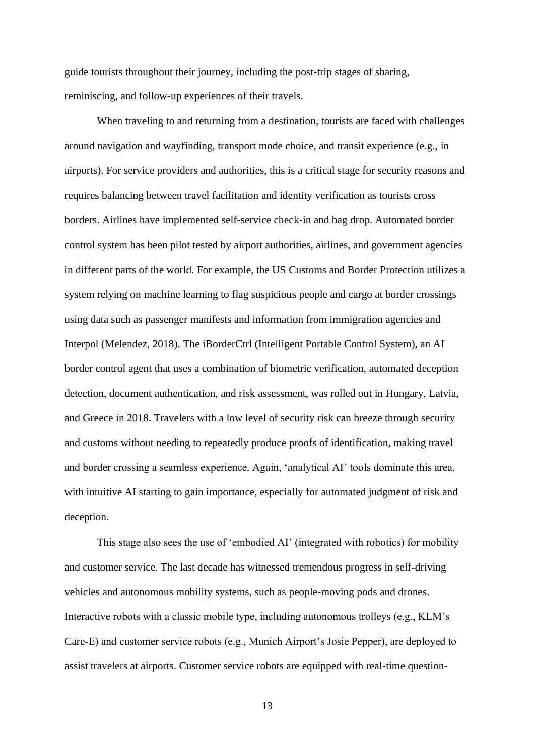guide tourists throughout their journey, including the post-trip stages of sharing, reminiscing, and follow-up experiences of their travels.

When traveling to and returning from a destination, tourists are faced with challenges around navigation and wayfinding, transport mode choice, and transit experience (e.g., in airports). For service providers and authorities, this is a critical stage for security reasons and requires balancing between travel facilitation and identity verification as tourists cross borders. Airlines have implemented self-service check-in and bag drop. Automated border control system has been pilot tested by airport authorities, airlines, and government agencies in different parts of the world. For example, the US Customs and Border Protection utilizes a system relying on machine learning to flag suspicious people and cargo at border crossings using data such as passenger manifests and information from immigration agencies and Interpol (Melendez, 2018). The iBorderCtrl (Intelligent Portable Control System), an AI border control agent that uses a combination of biometric verification, automated deception detection, document authentication, and risk assessment, was rolled out in Hungary, Latvia, and Greece in 2018. Travelers with a low level of security risk can breeze through security and customs without needing to repeatedly produce proofs of identification, making travel and border crossing a seamless experience. Again, 'analytical AI' tools dominate this area, with intuitive AI starting to gain importance, especially for automated judgment of risk and deception.

This stage also sees the use of 'embodied AI' (integrated with robotics) for mobility and customer service. The last decade has witnessed tremendous progress in self-driving vehicles and autonomous mobility systems, such as people-moving pods and drones. Interactive robots with a classic mobile type, including autonomous trolleys (e.g., KLM's Care-E) and customer service robots (e.g., Munich Airport's Josie Pepper), are deployed to assist travelers at airports. Customer service robots are equipped with real-time question-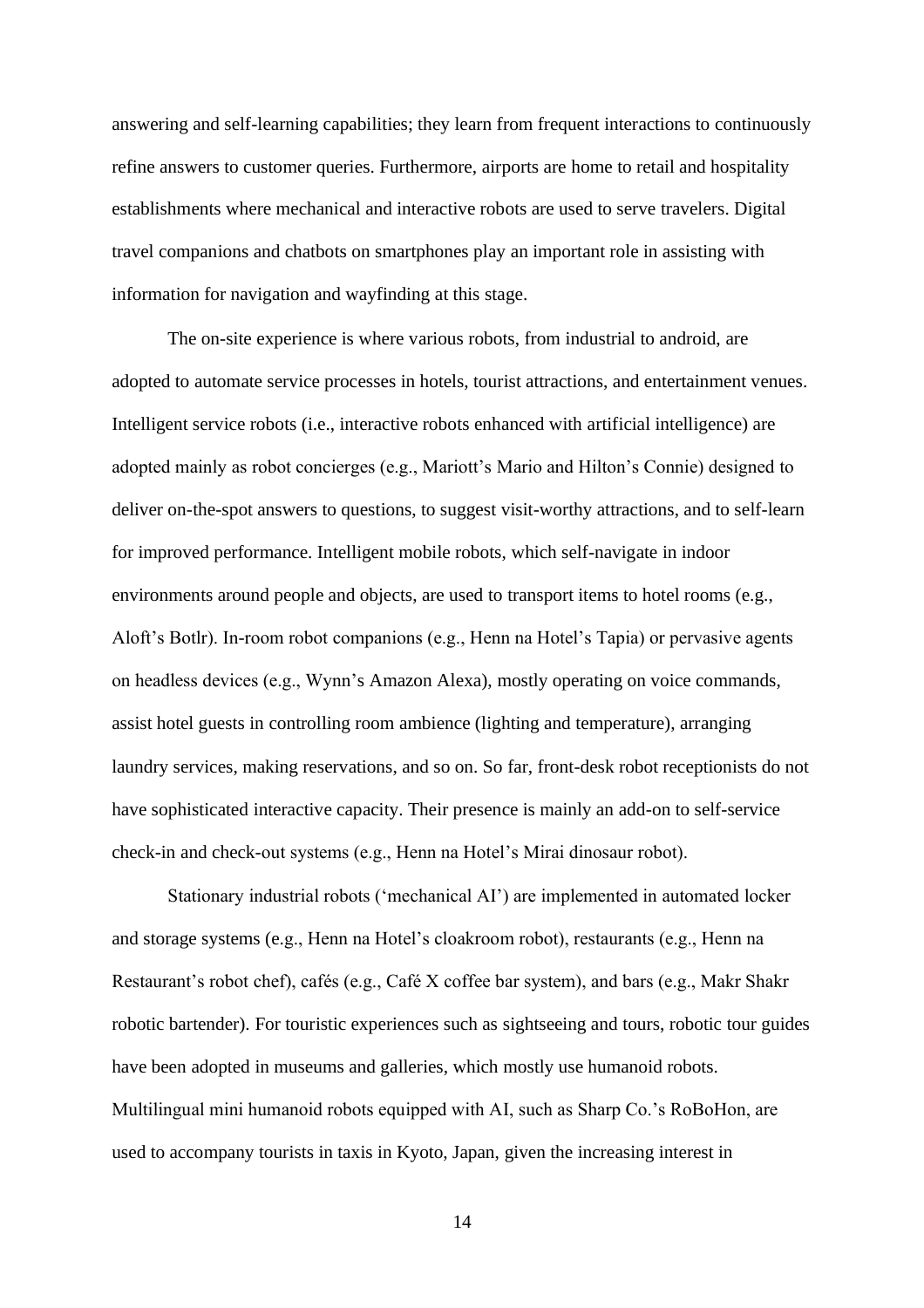answering and self-learning capabilities; they learn from frequent interactions to continuously refine answers to customer queries. Furthermore, airports are home to retail and hospitality establishments where mechanical and interactive robots are used to serve travelers. Digital travel companions and chatbots on smartphones play an important role in assisting with information for navigation and wayfinding at this stage.

The on-site experience is where various robots, from industrial to android, are adopted to automate service processes in hotels, tourist attractions, and entertainment venues. Intelligent service robots (i.e., interactive robots enhanced with artificial intelligence) are adopted mainly as robot concierges (e.g., Mariott's Mario and Hilton's Connie) designed to deliver on-the-spot answers to questions, to suggest visit-worthy attractions, and to self-learn for improved performance. Intelligent mobile robots, which self-navigate in indoor environments around people and objects, are used to transport items to hotel rooms (e.g., Aloft's Botlr). In-room robot companions (e.g., Henn na Hotel's Tapia) or pervasive agents on headless devices (e.g., Wynn's Amazon Alexa), mostly operating on voice commands, assist hotel guests in controlling room ambience (lighting and temperature), arranging laundry services, making reservations, and so on. So far, front-desk robot receptionists do not have sophisticated interactive capacity. Their presence is mainly an add-on to self-service check-in and check-out systems (e.g., Henn na Hotel's Mirai dinosaur robot).

Stationary industrial robots ('mechanical AI') are implemented in automated locker and storage systems (e.g., Henn na Hotel's cloakroom robot), restaurants (e.g., Henn na Restaurant's robot chef), cafés (e.g., Café X coffee bar system), and bars (e.g., Makr Shakr robotic bartender). For touristic experiences such as sightseeing and tours, robotic tour guides have been adopted in museums and galleries, which mostly use humanoid robots. Multilingual mini humanoid robots equipped with AI, such as Sharp Co.'s RoBoHon, are used to accompany tourists in taxis in Kyoto, Japan, given the increasing interest in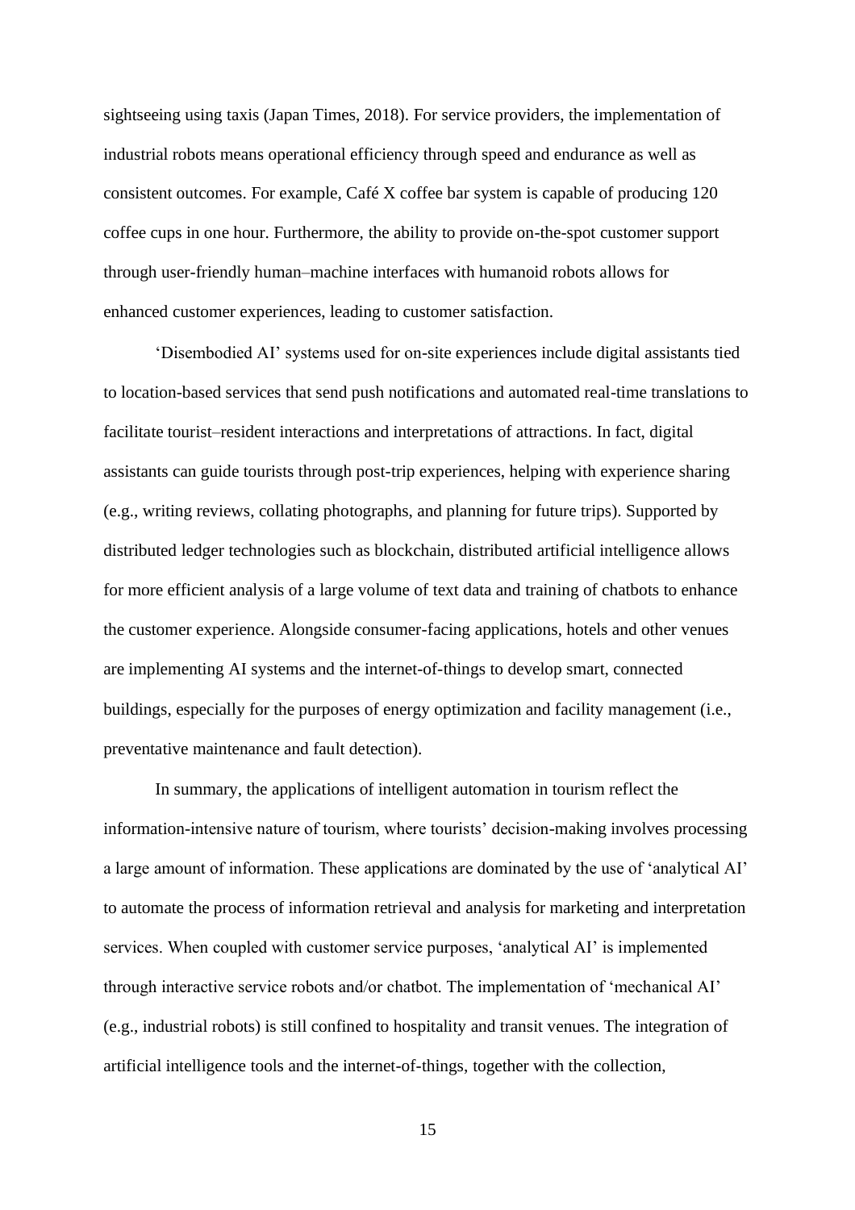sightseeing using taxis (Japan Times, 2018). For service providers, the implementation of industrial robots means operational efficiency through speed and endurance as well as consistent outcomes. For example, Café X coffee bar system is capable of producing 120 coffee cups in one hour. Furthermore, the ability to provide on-the-spot customer support through user-friendly human–machine interfaces with humanoid robots allows for enhanced customer experiences, leading to customer satisfaction.

'Disembodied AI' systems used for on-site experiences include digital assistants tied to location-based services that send push notifications and automated real-time translations to facilitate tourist–resident interactions and interpretations of attractions. In fact, digital assistants can guide tourists through post-trip experiences, helping with experience sharing (e.g., writing reviews, collating photographs, and planning for future trips). Supported by distributed ledger technologies such as blockchain, distributed artificial intelligence allows for more efficient analysis of a large volume of text data and training of chatbots to enhance the customer experience. Alongside consumer-facing applications, hotels and other venues are implementing AI systems and the internet-of-things to develop smart, connected buildings, especially for the purposes of energy optimization and facility management (i.e., preventative maintenance and fault detection).

In summary, the applications of intelligent automation in tourism reflect the information-intensive nature of tourism, where tourists' decision-making involves processing a large amount of information. These applications are dominated by the use of 'analytical AI' to automate the process of information retrieval and analysis for marketing and interpretation services. When coupled with customer service purposes, 'analytical AI' is implemented through interactive service robots and/or chatbot. The implementation of 'mechanical AI' (e.g., industrial robots) is still confined to hospitality and transit venues. The integration of artificial intelligence tools and the internet-of-things, together with the collection,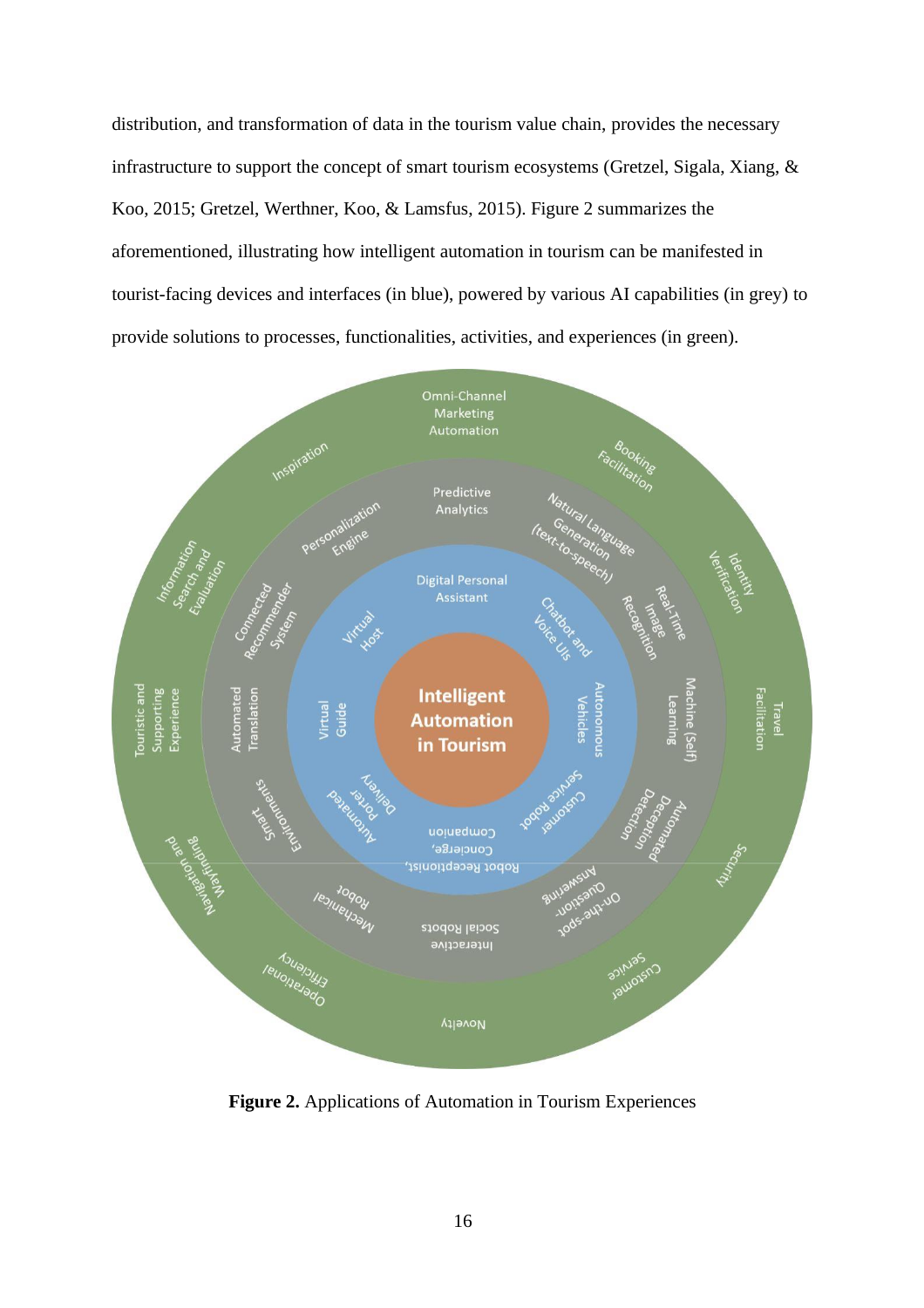distribution, and transformation of data in the tourism value chain, provides the necessary infrastructure to support the concept of smart tourism ecosystems (Gretzel, Sigala, Xiang, & Koo, 2015; Gretzel, Werthner, Koo, & Lamsfus, 2015). Figure 2 summarizes the aforementioned, illustrating how intelligent automation in tourism can be manifested in tourist-facing devices and interfaces (in blue), powered by various AI capabilities (in grey) to provide solutions to processes, functionalities, activities, and experiences (in green).

**Figure 2.** Applications of Automation in Tourism Experiences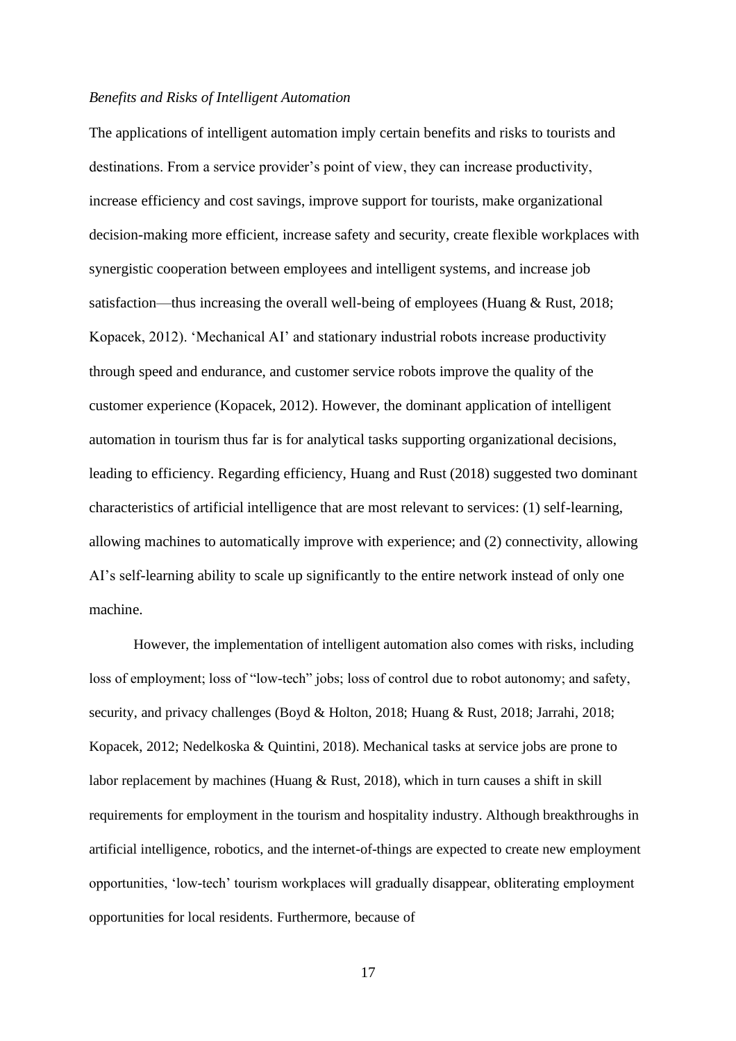*Benefits and Risks of Intelligent Automation*

The applications of intelligent automation imply certain benefits and risks to tourists and destinations. From a service provider's point of view, they can increase productivity, increase efficiency and cost savings, improve support for tourists, make organizational decision-making more efficient, increase safety and security, create flexible workplaces with synergistic cooperation between employees and intelligent systems, and increase job satisfaction—thus increasing the overall well-being of employees (Huang & Rust, 2018; Kopacek, 2012). 'Mechanical AI' and stationary industrial robots increase productivity through speed and endurance, and customer service robots improve the quality of the customer experience (Kopacek, 2012). However, the dominant application of intelligent automation in tourism thus far is for analytical tasks supporting organizational decisions, leading to efficiency. Regarding efficiency, Huang and Rust (2018) suggested two dominant characteristics of artificial intelligence that are most relevant to services: (1) self-learning, allowing machines to automatically improve with experience; and (2) connectivity, allowing AI's self-learning ability to scale up significantly to the entire network instead of only one machine.

However, the implementation of intelligent automation also comes with risks, including loss of employment; loss of "low-tech" jobs; loss of control due to robot autonomy; and safety, security, and privacy challenges (Boyd & Holton, 2018; Huang & Rust, 2018; Jarrahi, 2018; Kopacek, 2012; Nedelkoska & Quintini, 2018). Mechanical tasks at service jobs are prone to labor replacement by machines (Huang & Rust, 2018), which in turn causes a shift in skill requirements for employment in the tourism and hospitality industry. Although breakthroughs in artificial intelligence, robotics, and the internet-of-things are expected to create new employment opportunities, 'low-tech' tourism workplaces will gradually disappear, obliterating employment opportunities for local residents. Furthermore, because of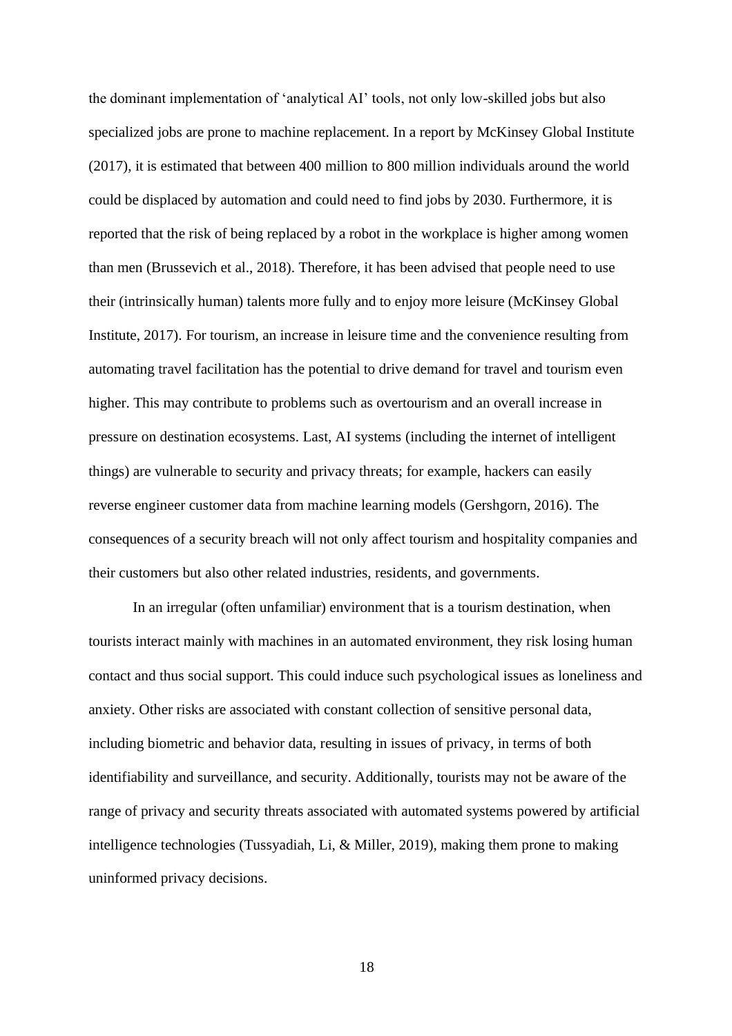the dominant implementation of 'analytical AI' tools, not only low-skilled jobs but also specialized jobs are prone to machine replacement. In a report by McKinsey Global Institute (2017), it is estimated that between 400 million to 800 million individuals around the world could be displaced by automation and could need to find jobs by 2030. Furthermore, it is reported that the risk of being replaced by a robot in the workplace is higher among women than men (Brussevich et al., 2018). Therefore, it has been advised that people need to use their (intrinsically human) talents more fully and to enjoy more leisure (McKinsey Global Institute, 2017). For tourism, an increase in leisure time and the convenience resulting from automating travel facilitation has the potential to drive demand for travel and tourism even higher. This may contribute to problems such as overtourism and an overall increase in pressure on destination ecosystems. Last, AI systems (including the internet of intelligent things) are vulnerable to security and privacy threats; for example, hackers can easily reverse engineer customer data from machine learning models (Gershgorn, 2016). The consequences of a security breach will not only affect tourism and hospitality companies and their customers but also other related industries, residents, and governments.

In an irregular (often unfamiliar) environment that is a tourism destination, when tourists interact mainly with machines in an automated environment, they risk losing human contact and thus social support. This could induce such psychological issues as loneliness and anxiety. Other risks are associated with constant collection of sensitive personal data, including biometric and behavior data, resulting in issues of privacy, in terms of both identifiability and surveillance, and security. Additionally, tourists may not be aware of the range of privacy and security threats associated with automated systems powered by artificial intelligence technologies (Tussyadiah, Li, & Miller, 2019), making them prone to making uninformed privacy decisions.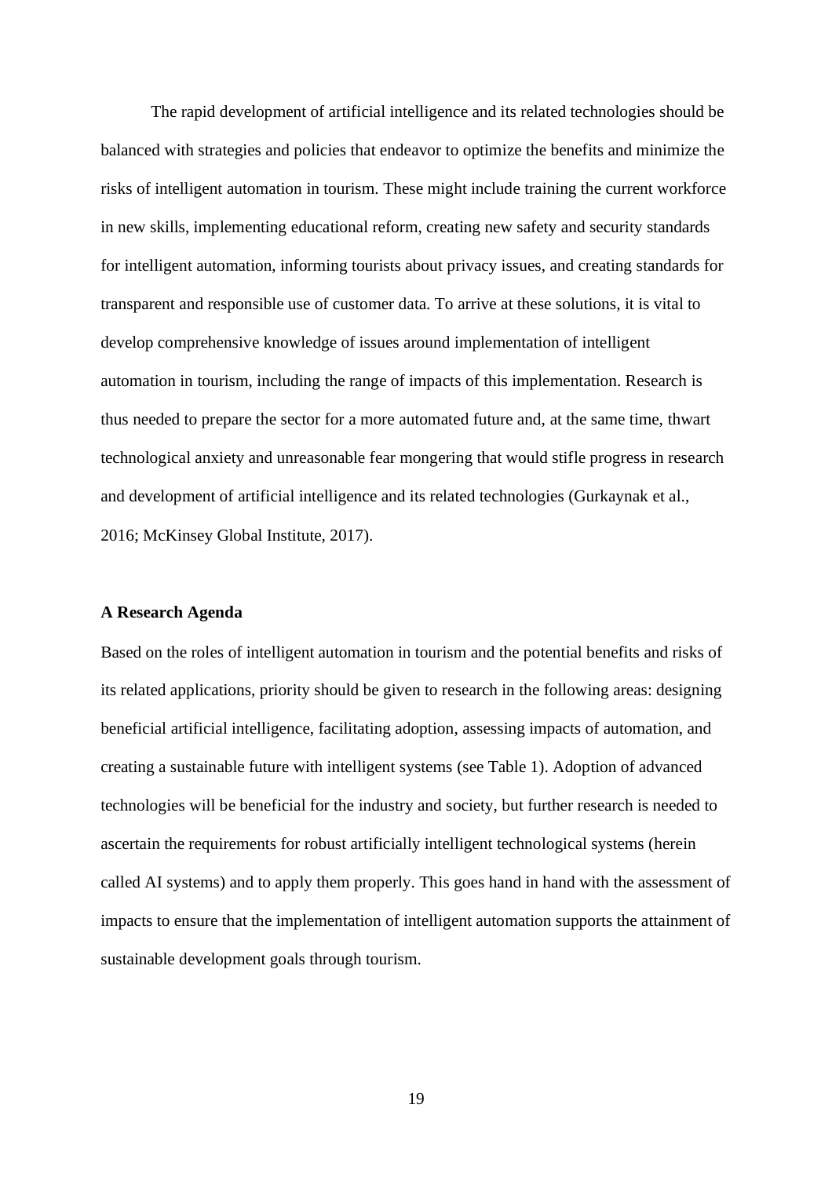The rapid development of artificial intelligence and its related technologies should be balanced with strategies and policies that endeavor to optimize the benefits and minimize the risks of intelligent automation in tourism. These might include training the current workforce in new skills, implementing educational reform, creating new safety and security standards for intelligent automation, informing tourists about privacy issues, and creating standards for transparent and responsible use of customer data. To arrive at these solutions, it is vital to develop comprehensive knowledge of issues around implementation of intelligent automation in tourism, including the range of impacts of this implementation. Research is thus needed to prepare the sector for a more automated future and, at the same time, thwart technological anxiety and unreasonable fear mongering that would stifle progress in research and development of artificial intelligence and its related technologies (Gurkaynak et al., 2016; McKinsey Global Institute, 2017).

## A Research Agenda

Based on the roles of intelligent automation in tourism and the potential benefits and risks of its related applications, priority should be given to research in the following areas: designing beneficial artificial intelligence, facilitating adoption, assessing impacts of automation, and creating a sustainable future with intelligent systems (see Table 1). Adoption of advanced technologies will be beneficial for the industry and society, but further research is needed to ascertain the requirements for robust artificially intelligent technological systems (herein called AI systems) and to apply them properly. This goes hand in hand with the assessment of impacts to ensure that the implementation of intelligent automation supports the attainment of sustainable development goals through tourism.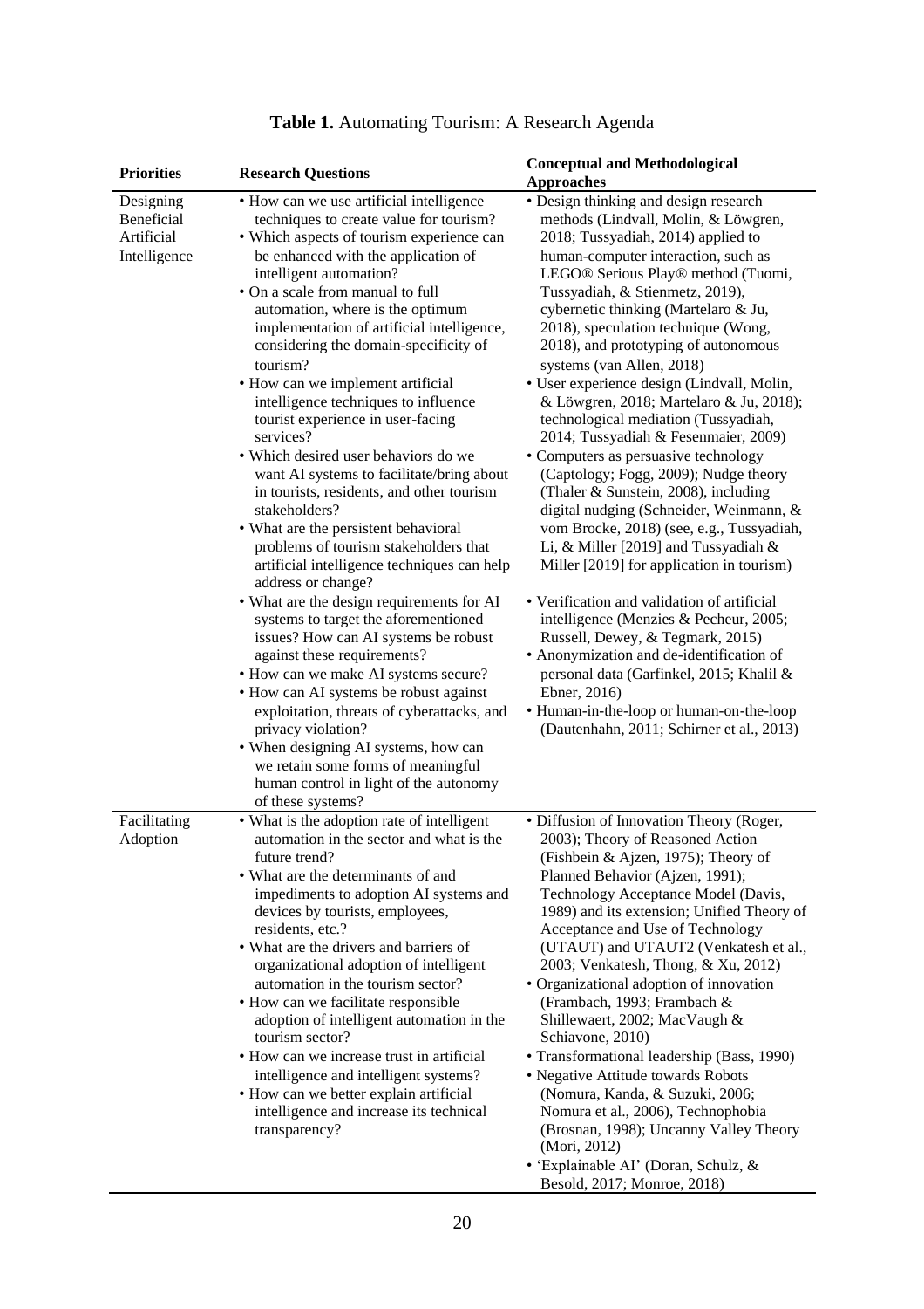**Table 1.** Automating Tourism: A Research Agenda

| Priorities | Research Questions | Conceptual and Methodological Approaches |
|---|---|---|
| Designing Beneficial Artificial Intelligence | • How can we use artificial intelligence techniques to create value for tourism?<br>• Which aspects of tourism experience can be enhanced with the application of intelligent automation?<br>• On a scale from manual to full automation, where is the optimum implementation of artificial intelligence, considering the domain-specificity of tourism?<br>• How can we implement artificial intelligence techniques to influence tourist experience in user-facing services?<br>• Which desired user behaviors do we want AI systems to facilitate/bring about in tourists, residents, and other tourism stakeholders?<br>• What are the persistent behavioral problems of tourism stakeholders that artificial intelligence techniques can help address or change?<br>• What are the design requirements for AI systems to target the aforementioned issues? How can AI systems be robust against these requirements?<br>• How can we make AI systems secure?<br>• How can AI systems be robust against exploitation, threats of cyberattacks, and privacy violation?<br>• When designing AI systems, how can we retain some forms of meaningful human control in light of the autonomy of these systems? | • Design thinking and design research methods (Lindvall, Molin, & Löwgren, 2018; Tussyadiah, 2014) applied to human-computer interaction, such as LEGO® Serious Play® method (Tuomi, Tussyadiah, & Stienmetz, 2019), cybernetic thinking (Martelaro & Ju, 2018), speculation technique (Wong, 2018), and prototyping of autonomous systems (van Allen, 2018)<br>• User experience design (Lindvall, Molin, & Löwgren, 2018; Martelaro & Ju, 2018); technological mediation (Tussyadiah, 2014; Tussyadiah & Fesenmaier, 2009)<br>• Computers as persuasive technology (Captology; Fogg, 2009); Nudge theory (Thaler & Sunstein, 2008), including digital nudging (Schneider, Weinmann, & vom Brocke, 2018) (see, e.g., Tussyadiah, Li, & Miller [2019] and Tussyadiah & Miller [2019] for application in tourism)<br>• Verification and validation of artificial intelligence (Menzies & Pecheur, 2005; Russell, Dewey, & Tegmark, 2015)<br>• Anonymization and de-identification of personal data (Garfinkel, 2015; Khalil & Ebner, 2016)<br>• Human-in-the-loop or human-on-the-loop (Dautenhahn, 2011; Schirner et al., 2013) |
| Facilitating Adoption | • What is the adoption rate of intelligent automation in the sector and what is the future trend?<br>• What are the determinants of and impediments to adoption AI systems and devices by tourists, employees, residents, etc.?<br>• What are the drivers and barriers of organizational adoption of intelligent automation in the tourism sector?<br>• How can we facilitate responsible adoption of intelligent automation in the tourism sector?<br>• How can we increase trust in artificial intelligence and intelligent systems?<br>• How can we better explain artificial intelligence and increase its technical transparency? | • Diffusion of Innovation Theory (Roger, 2003); Theory of Reasoned Action (Fishbein & Ajzen, 1975); Theory of Planned Behavior (Ajzen, 1991); Technology Acceptance Model (Davis, 1989) and its extension; Unified Theory of Acceptance and Use of Technology (UTAUT) and UTAUT2 (Venkatesh et al., 2003; Venkatesh, Thong, & Xu, 2012)<br>• Organizational adoption of innovation (Frambach, 1993; Frambach & Shillewaert, 2002; MacVaugh & Schiavone, 2010)<br>• Transformational leadership (Bass, 1990)<br>• Negative Attitude towards Robots (Nomura, Kanda, & Suzuki, 2006; Nomura et al., 2006), Technophobia (Brosnan, 1998); Uncanny Valley Theory (Mori, 2012)<br>• 'Explainable AI' (Doran, Schulz, & Besold, 2017; Monroe, 2018) |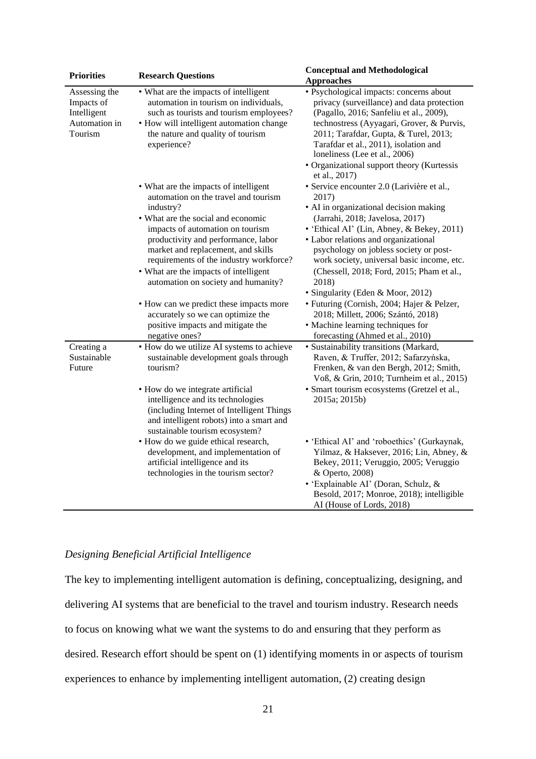| Priorities | Research Questions | Conceptual and Methodological Approaches |
|---|---|---|
| Assessing the Impacts of Intelligent Automation in Tourism | • What are the impacts of intelligent automation in tourism on individuals, such as tourists and tourism employees?<br>• How will intelligent automation change the nature and quality of tourism experience? | • Psychological impacts: concerns about privacy (surveillance) and data protection (Pagallo, 2016; Sanfeliu et al., 2009), technostress (Ayyagari, Grover, & Purvis, 2011; Tarafdar, Gupta, & Turel, 2013; Tarafdar et al., 2011), isolation and loneliness (Lee et al., 2006)<br>• Organizational support theory (Kurtessis et al., 2017) |
| | • What are the impacts of intelligent automation on the travel and tourism industry?<br>• What are the social and economic impacts of automation on tourism productivity and performance, labor market and replacement, and skills requirements of the industry workforce?<br>• What are the impacts of intelligent automation on society and humanity? | • Service encounter 2.0 (Larivière et al., 2017)<br>• AI in organizational decision making (Jarrahi, 2018; Javelosa, 2017)<br>• 'Ethical AI' (Lin, Abney, & Bekey, 2011)<br>• Labor relations and organizational psychology on jobless society or post-work society, universal basic income, etc. (Chessell, 2018; Ford, 2015; Pham et al., 2018)<br>• Singularity (Eden & Moor, 2012) |
| | • How can we predict these impacts more accurately so we can optimize the positive impacts and mitigate the negative ones? | • Futuring (Cornish, 2004; Hajer & Pelzer, 2018; Millett, 2006; Szántó, 2018)<br>• Machine learning techniques for forecasting (Ahmed et al., 2010) |
| Creating a Sustainable Future | • How do we utilize AI systems to achieve sustainable development goals through tourism? | • Sustainability transitions (Markard, Raven, & Truffer, 2012; Safarzyńska, Frenken, & van den Bergh, 2012; Smith, Voß, & Grin, 2010; Turnheim et al., 2015) |
| | • How do we integrate artificial intelligence and its technologies (including Internet of Intelligent Things and intelligent robots) into a smart and sustainable tourism ecosystem? | • Smart tourism ecosystems (Gretzel et al., 2015a; 2015b) |
| | • How do we guide ethical research, development, and implementation of artificial intelligence and its technologies in the tourism sector? | • 'Ethical AI' and 'roboethics' (Gurkaynak, Yilmaz, & Haksever, 2016; Lin, Abney, & Bekey, 2011; Veruggio, 2005; Veruggio & Operto, 2008)<br>• 'Explainable AI' (Doran, Schulz, & Besold, 2017; Monroe, 2018); intelligible AI (House of Lords, 2018) |

### *Designing Beneficial Artificial Intelligence*

The key to implementing intelligent automation is defining, conceptualizing, designing, and delivering AI systems that are beneficial to the travel and tourism industry. Research needs to focus on knowing what we want the systems to do and ensuring that they perform as desired. Research effort should be spent on (1) identifying moments in or aspects of tourism experiences to enhance by implementing intelligent automation, (2) creating design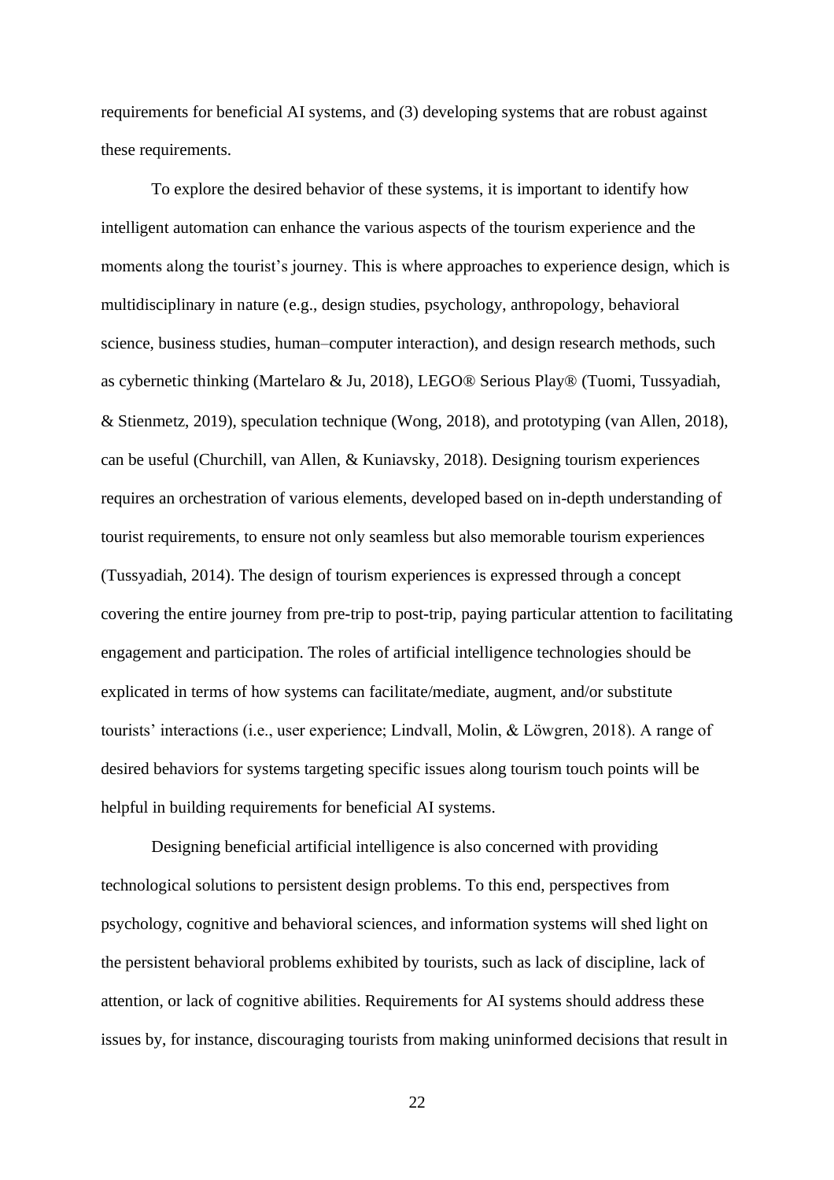requirements for beneficial AI systems, and (3) developing systems that are robust against these requirements.

To explore the desired behavior of these systems, it is important to identify how intelligent automation can enhance the various aspects of the tourism experience and the moments along the tourist's journey. This is where approaches to experience design, which is multidisciplinary in nature (e.g., design studies, psychology, anthropology, behavioral science, business studies, human–computer interaction), and design research methods, such as cybernetic thinking (Martelaro & Ju, 2018), LEGO® Serious Play® (Tuomi, Tussyadiah, & Stienmetz, 2019), speculation technique (Wong, 2018), and prototyping (van Allen, 2018), can be useful (Churchill, van Allen, & Kuniavsky, 2018). Designing tourism experiences requires an orchestration of various elements, developed based on in-depth understanding of tourist requirements, to ensure not only seamless but also memorable tourism experiences (Tussyadiah, 2014). The design of tourism experiences is expressed through a concept covering the entire journey from pre-trip to post-trip, paying particular attention to facilitating engagement and participation. The roles of artificial intelligence technologies should be explicated in terms of how systems can facilitate/mediate, augment, and/or substitute tourists' interactions (i.e., user experience; Lindvall, Molin, & Löwgren, 2018). A range of desired behaviors for systems targeting specific issues along tourism touch points will be helpful in building requirements for beneficial AI systems.

Designing beneficial artificial intelligence is also concerned with providing technological solutions to persistent design problems. To this end, perspectives from psychology, cognitive and behavioral sciences, and information systems will shed light on the persistent behavioral problems exhibited by tourists, such as lack of discipline, lack of attention, or lack of cognitive abilities. Requirements for AI systems should address these issues by, for instance, discouraging tourists from making uninformed decisions that result in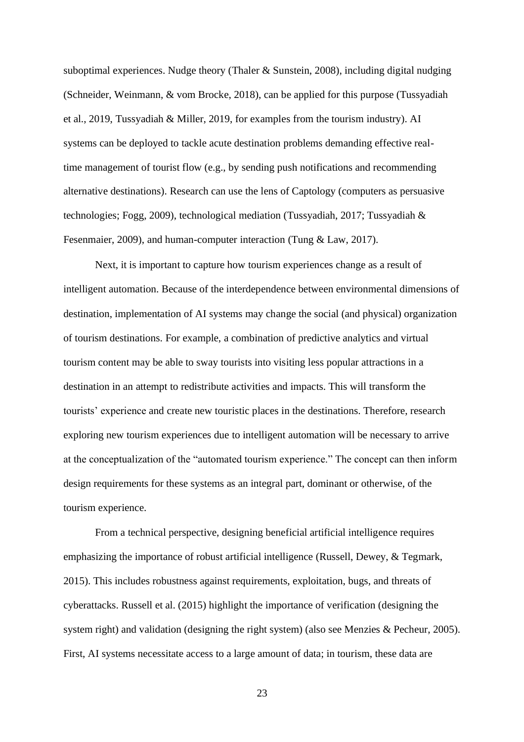suboptimal experiences. Nudge theory (Thaler & Sunstein, 2008), including digital nudging (Schneider, Weinmann, & vom Brocke, 2018), can be applied for this purpose (Tussyadiah et al., 2019, Tussyadiah & Miller, 2019, for examples from the tourism industry). AI systems can be deployed to tackle acute destination problems demanding effective real-time management of tourist flow (e.g., by sending push notifications and recommending alternative destinations). Research can use the lens of Captology (computers as persuasive technologies; Fogg, 2009), technological mediation (Tussyadiah, 2017; Tussyadiah & Fesenmaier, 2009), and human-computer interaction (Tung & Law, 2017).

Next, it is important to capture how tourism experiences change as a result of intelligent automation. Because of the interdependence between environmental dimensions of destination, implementation of AI systems may change the social (and physical) organization of tourism destinations. For example, a combination of predictive analytics and virtual tourism content may be able to sway tourists into visiting less popular attractions in a destination in an attempt to redistribute activities and impacts. This will transform the tourists' experience and create new touristic places in the destinations. Therefore, research exploring new tourism experiences due to intelligent automation will be necessary to arrive at the conceptualization of the "automated tourism experience." The concept can then inform design requirements for these systems as an integral part, dominant or otherwise, of the tourism experience.

From a technical perspective, designing beneficial artificial intelligence requires emphasizing the importance of robust artificial intelligence (Russell, Dewey, & Tegmark, 2015). This includes robustness against requirements, exploitation, bugs, and threats of cyberattacks. Russell et al. (2015) highlight the importance of verification (designing the system right) and validation (designing the right system) (also see Menzies & Pecheur, 2005). First, AI systems necessitate access to a large amount of data; in tourism, these data are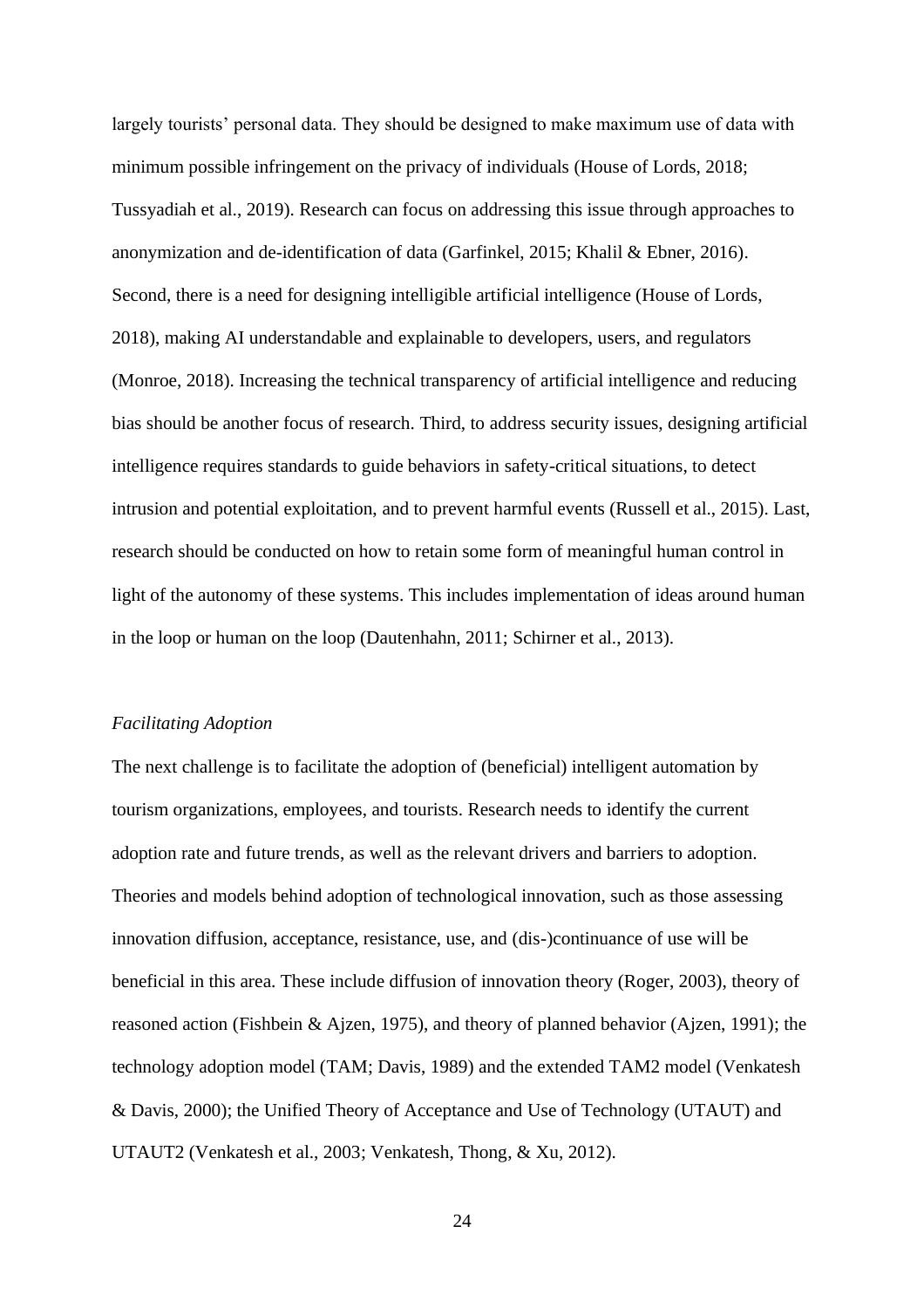largely tourists' personal data. They should be designed to make maximum use of data with minimum possible infringement on the privacy of individuals (House of Lords, 2018; Tussyadiah et al., 2019). Research can focus on addressing this issue through approaches to anonymization and de-identification of data (Garfinkel, 2015; Khalil & Ebner, 2016). Second, there is a need for designing intelligible artificial intelligence (House of Lords, 2018), making AI understandable and explainable to developers, users, and regulators (Monroe, 2018). Increasing the technical transparency of artificial intelligence and reducing bias should be another focus of research. Third, to address security issues, designing artificial intelligence requires standards to guide behaviors in safety-critical situations, to detect intrusion and potential exploitation, and to prevent harmful events (Russell et al., 2015). Last, research should be conducted on how to retain some form of meaningful human control in light of the autonomy of these systems. This includes implementation of ideas around human in the loop or human on the loop (Dautenhahn, 2011; Schirner et al., 2013).

*Facilitating Adoption*

The next challenge is to facilitate the adoption of (beneficial) intelligent automation by tourism organizations, employees, and tourists. Research needs to identify the current adoption rate and future trends, as well as the relevant drivers and barriers to adoption. Theories and models behind adoption of technological innovation, such as those assessing innovation diffusion, acceptance, resistance, use, and (dis-)continuance of use will be beneficial in this area. These include diffusion of innovation theory (Roger, 2003), theory of reasoned action (Fishbein & Ajzen, 1975), and theory of planned behavior (Ajzen, 1991); the technology adoption model (TAM; Davis, 1989) and the extended TAM2 model (Venkatesh & Davis, 2000); the Unified Theory of Acceptance and Use of Technology (UTAUT) and UTAUT2 (Venkatesh et al., 2003; Venkatesh, Thong, & Xu, 2012).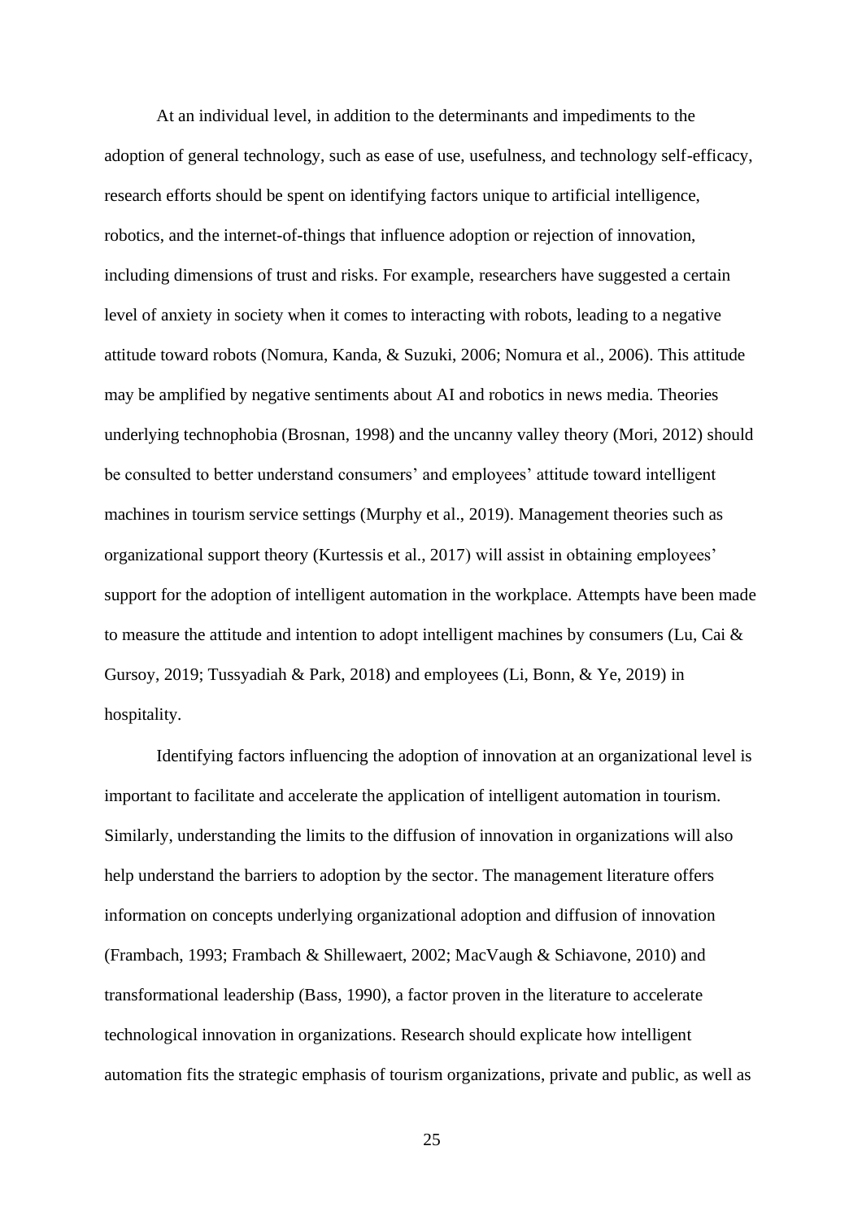At an individual level, in addition to the determinants and impediments to the adoption of general technology, such as ease of use, usefulness, and technology self-efficacy, research efforts should be spent on identifying factors unique to artificial intelligence, robotics, and the internet-of-things that influence adoption or rejection of innovation, including dimensions of trust and risks. For example, researchers have suggested a certain level of anxiety in society when it comes to interacting with robots, leading to a negative attitude toward robots (Nomura, Kanda, & Suzuki, 2006; Nomura et al., 2006). This attitude may be amplified by negative sentiments about AI and robotics in news media. Theories underlying technophobia (Brosnan, 1998) and the uncanny valley theory (Mori, 2012) should be consulted to better understand consumers' and employees' attitude toward intelligent machines in tourism service settings (Murphy et al., 2019). Management theories such as organizational support theory (Kurtessis et al., 2017) will assist in obtaining employees' support for the adoption of intelligent automation in the workplace. Attempts have been made to measure the attitude and intention to adopt intelligent machines by consumers (Lu, Cai & Gursoy, 2019; Tussyadiah & Park, 2018) and employees (Li, Bonn, & Ye, 2019) in hospitality.

Identifying factors influencing the adoption of innovation at an organizational level is important to facilitate and accelerate the application of intelligent automation in tourism. Similarly, understanding the limits to the diffusion of innovation in organizations will also help understand the barriers to adoption by the sector. The management literature offers information on concepts underlying organizational adoption and diffusion of innovation (Frambach, 1993; Frambach & Shillewaert, 2002; MacVaugh & Schiavone, 2010) and transformational leadership (Bass, 1990), a factor proven in the literature to accelerate technological innovation in organizations. Research should explicate how intelligent automation fits the strategic emphasis of tourism organizations, private and public, as well as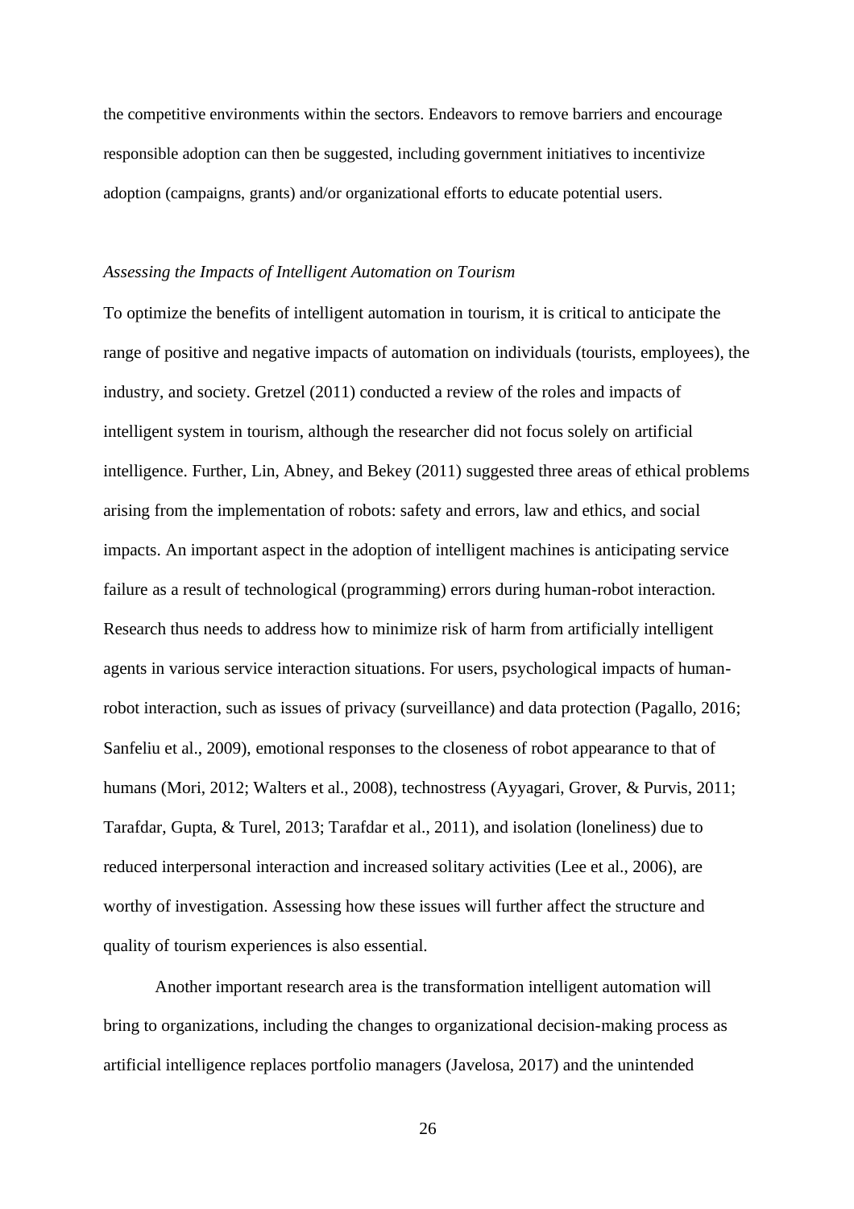the competitive environments within the sectors. Endeavors to remove barriers and encourage responsible adoption can then be suggested, including government initiatives to incentivize adoption (campaigns, grants) and/or organizational efforts to educate potential users.

*Assessing the Impacts of Intelligent Automation on Tourism*

To optimize the benefits of intelligent automation in tourism, it is critical to anticipate the range of positive and negative impacts of automation on individuals (tourists, employees), the industry, and society. Gretzel (2011) conducted a review of the roles and impacts of intelligent system in tourism, although the researcher did not focus solely on artificial intelligence. Further, Lin, Abney, and Bekey (2011) suggested three areas of ethical problems arising from the implementation of robots: safety and errors, law and ethics, and social impacts. An important aspect in the adoption of intelligent machines is anticipating service failure as a result of technological (programming) errors during human-robot interaction. Research thus needs to address how to minimize risk of harm from artificially intelligent agents in various service interaction situations. For users, psychological impacts of human-robot interaction, such as issues of privacy (surveillance) and data protection (Pagallo, 2016; Sanfeliu et al., 2009), emotional responses to the closeness of robot appearance to that of humans (Mori, 2012; Walters et al., 2008), technostress (Ayyagari, Grover, & Purvis, 2011; Tarafdar, Gupta, & Turel, 2013; Tarafdar et al., 2011), and isolation (loneliness) due to reduced interpersonal interaction and increased solitary activities (Lee et al., 2006), are worthy of investigation. Assessing how these issues will further affect the structure and quality of tourism experiences is also essential.

Another important research area is the transformation intelligent automation will bring to organizations, including the changes to organizational decision-making process as artificial intelligence replaces portfolio managers (Javelosa, 2017) and the unintended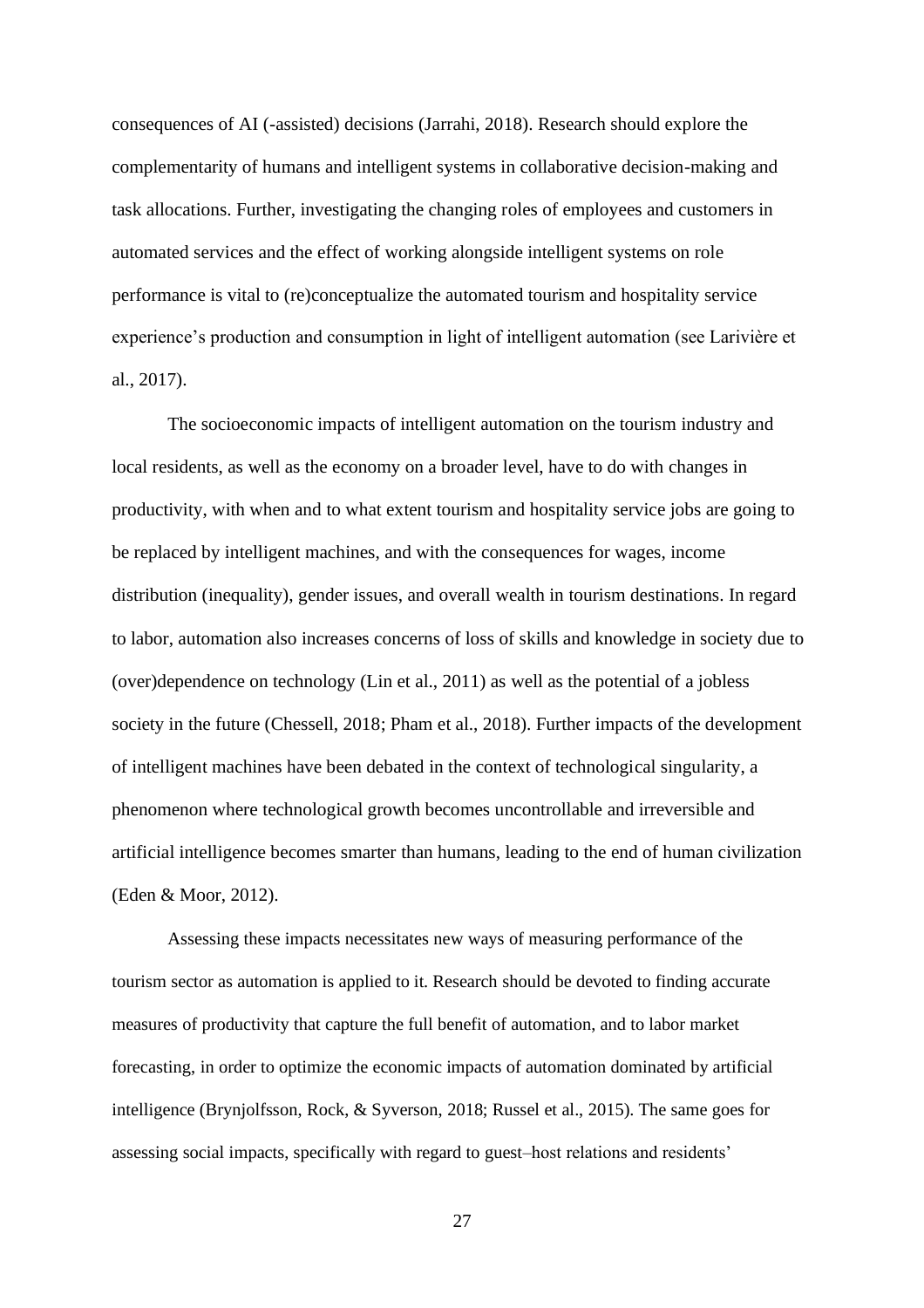consequences of AI (-assisted) decisions (Jarrahi, 2018). Research should explore the complementarity of humans and intelligent systems in collaborative decision-making and task allocations. Further, investigating the changing roles of employees and customers in automated services and the effect of working alongside intelligent systems on role performance is vital to (re)conceptualize the automated tourism and hospitality service experience's production and consumption in light of intelligent automation (see Larivière et al., 2017).

The socioeconomic impacts of intelligent automation on the tourism industry and local residents, as well as the economy on a broader level, have to do with changes in productivity, with when and to what extent tourism and hospitality service jobs are going to be replaced by intelligent machines, and with the consequences for wages, income distribution (inequality), gender issues, and overall wealth in tourism destinations. In regard to labor, automation also increases concerns of loss of skills and knowledge in society due to (over)dependence on technology (Lin et al., 2011) as well as the potential of a jobless society in the future (Chessell, 2018; Pham et al., 2018). Further impacts of the development of intelligent machines have been debated in the context of technological singularity, a phenomenon where technological growth becomes uncontrollable and irreversible and artificial intelligence becomes smarter than humans, leading to the end of human civilization (Eden & Moor, 2012).

Assessing these impacts necessitates new ways of measuring performance of the tourism sector as automation is applied to it. Research should be devoted to finding accurate measures of productivity that capture the full benefit of automation, and to labor market forecasting, in order to optimize the economic impacts of automation dominated by artificial intelligence (Brynjolfsson, Rock, & Syverson, 2018; Russel et al., 2015). The same goes for assessing social impacts, specifically with regard to guest–host relations and residents'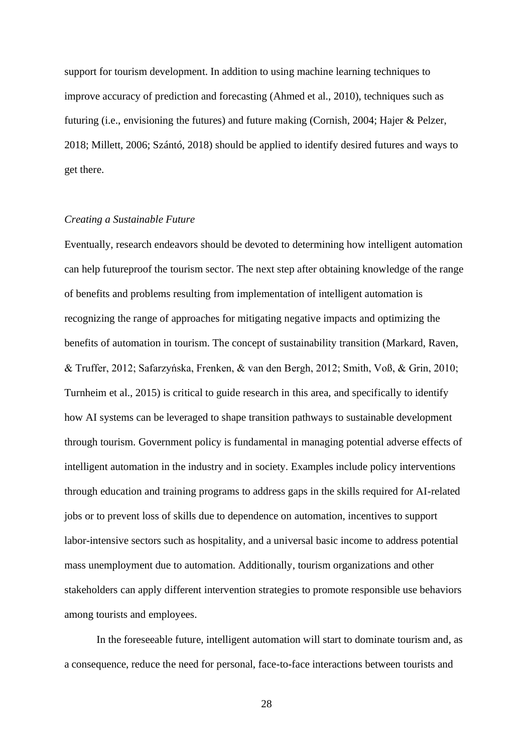support for tourism development. In addition to using machine learning techniques to improve accuracy of prediction and forecasting (Ahmed et al., 2010), techniques such as futuring (i.e., envisioning the futures) and future making (Cornish, 2004; Hajer & Pelzer, 2018; Millett, 2006; Szántó, 2018) should be applied to identify desired futures and ways to get there.

*Creating a Sustainable Future*

Eventually, research endeavors should be devoted to determining how intelligent automation can help futureproof the tourism sector. The next step after obtaining knowledge of the range of benefits and problems resulting from implementation of intelligent automation is recognizing the range of approaches for mitigating negative impacts and optimizing the benefits of automation in tourism. The concept of sustainability transition (Markard, Raven, & Truffer, 2012; Safarzyńska, Frenken, & van den Bergh, 2012; Smith, Voß, & Grin, 2010; Turnheim et al., 2015) is critical to guide research in this area, and specifically to identify how AI systems can be leveraged to shape transition pathways to sustainable development through tourism. Government policy is fundamental in managing potential adverse effects of intelligent automation in the industry and in society. Examples include policy interventions through education and training programs to address gaps in the skills required for AI-related jobs or to prevent loss of skills due to dependence on automation, incentives to support labor-intensive sectors such as hospitality, and a universal basic income to address potential mass unemployment due to automation. Additionally, tourism organizations and other stakeholders can apply different intervention strategies to promote responsible use behaviors among tourists and employees.

In the foreseeable future, intelligent automation will start to dominate tourism and, as a consequence, reduce the need for personal, face-to-face interactions between tourists and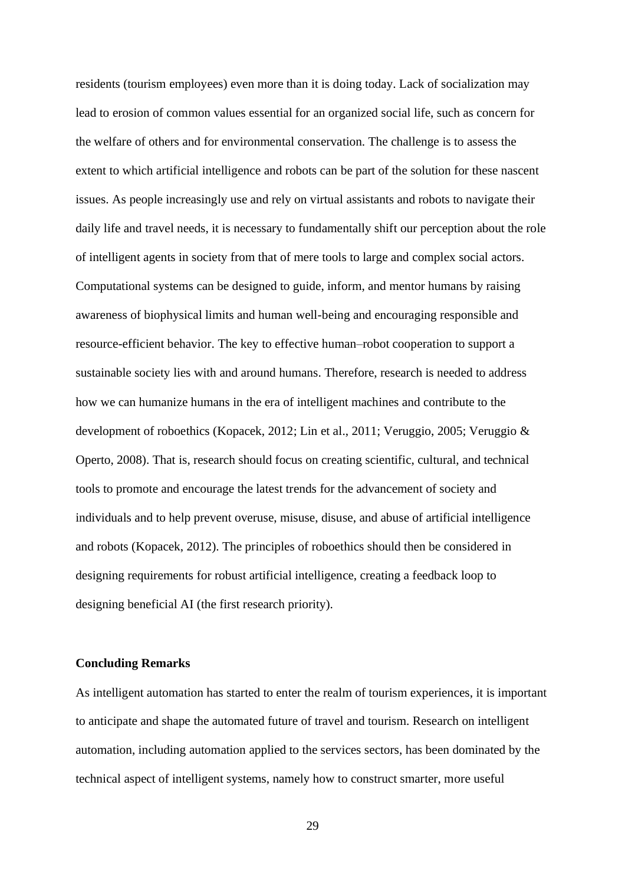residents (tourism employees) even more than it is doing today. Lack of socialization may lead to erosion of common values essential for an organized social life, such as concern for the welfare of others and for environmental conservation. The challenge is to assess the extent to which artificial intelligence and robots can be part of the solution for these nascent issues. As people increasingly use and rely on virtual assistants and robots to navigate their daily life and travel needs, it is necessary to fundamentally shift our perception about the role of intelligent agents in society from that of mere tools to large and complex social actors. Computational systems can be designed to guide, inform, and mentor humans by raising awareness of biophysical limits and human well-being and encouraging responsible and resource-efficient behavior. The key to effective human–robot cooperation to support a sustainable society lies with and around humans. Therefore, research is needed to address how we can humanize humans in the era of intelligent machines and contribute to the development of roboethics (Kopacek, 2012; Lin et al., 2011; Veruggio, 2005; Veruggio & Operto, 2008). That is, research should focus on creating scientific, cultural, and technical tools to promote and encourage the latest trends for the advancement of society and individuals and to help prevent overuse, misuse, disuse, and abuse of artificial intelligence and robots (Kopacek, 2012). The principles of roboethics should then be considered in designing requirements for robust artificial intelligence, creating a feedback loop to designing beneficial AI (the first research priority).

## Concluding Remarks

As intelligent automation has started to enter the realm of tourism experiences, it is important to anticipate and shape the automated future of travel and tourism. Research on intelligent automation, including automation applied to the services sectors, has been dominated by the technical aspect of intelligent systems, namely how to construct smarter, more useful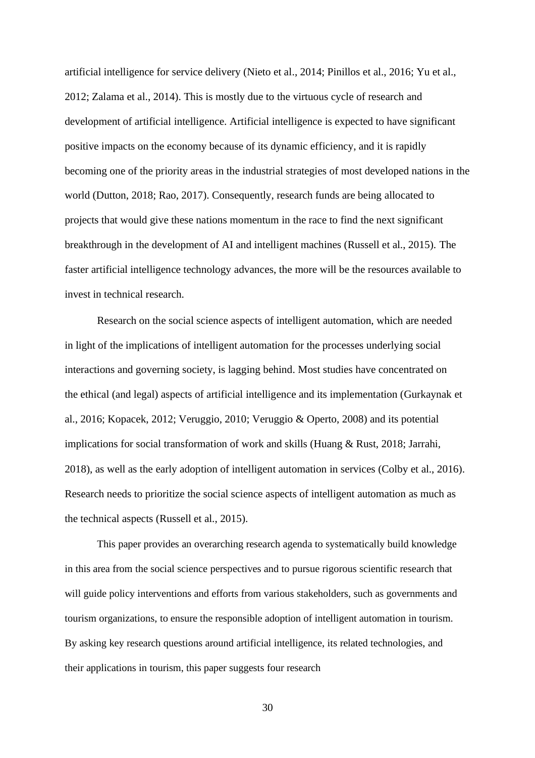artificial intelligence for service delivery (Nieto et al., 2014; Pinillos et al., 2016; Yu et al., 2012; Zalama et al., 2014). This is mostly due to the virtuous cycle of research and development of artificial intelligence. Artificial intelligence is expected to have significant positive impacts on the economy because of its dynamic efficiency, and it is rapidly becoming one of the priority areas in the industrial strategies of most developed nations in the world (Dutton, 2018; Rao, 2017). Consequently, research funds are being allocated to projects that would give these nations momentum in the race to find the next significant breakthrough in the development of AI and intelligent machines (Russell et al., 2015). The faster artificial intelligence technology advances, the more will be the resources available to invest in technical research.

Research on the social science aspects of intelligent automation, which are needed in light of the implications of intelligent automation for the processes underlying social interactions and governing society, is lagging behind. Most studies have concentrated on the ethical (and legal) aspects of artificial intelligence and its implementation (Gurkaynak et al., 2016; Kopacek, 2012; Veruggio, 2010; Veruggio & Operto, 2008) and its potential implications for social transformation of work and skills (Huang & Rust, 2018; Jarrahi, 2018), as well as the early adoption of intelligent automation in services (Colby et al., 2016). Research needs to prioritize the social science aspects of intelligent automation as much as the technical aspects (Russell et al., 2015).

This paper provides an overarching research agenda to systematically build knowledge in this area from the social science perspectives and to pursue rigorous scientific research that will guide policy interventions and efforts from various stakeholders, such as governments and tourism organizations, to ensure the responsible adoption of intelligent automation in tourism. By asking key research questions around artificial intelligence, its related technologies, and their applications in tourism, this paper suggests four research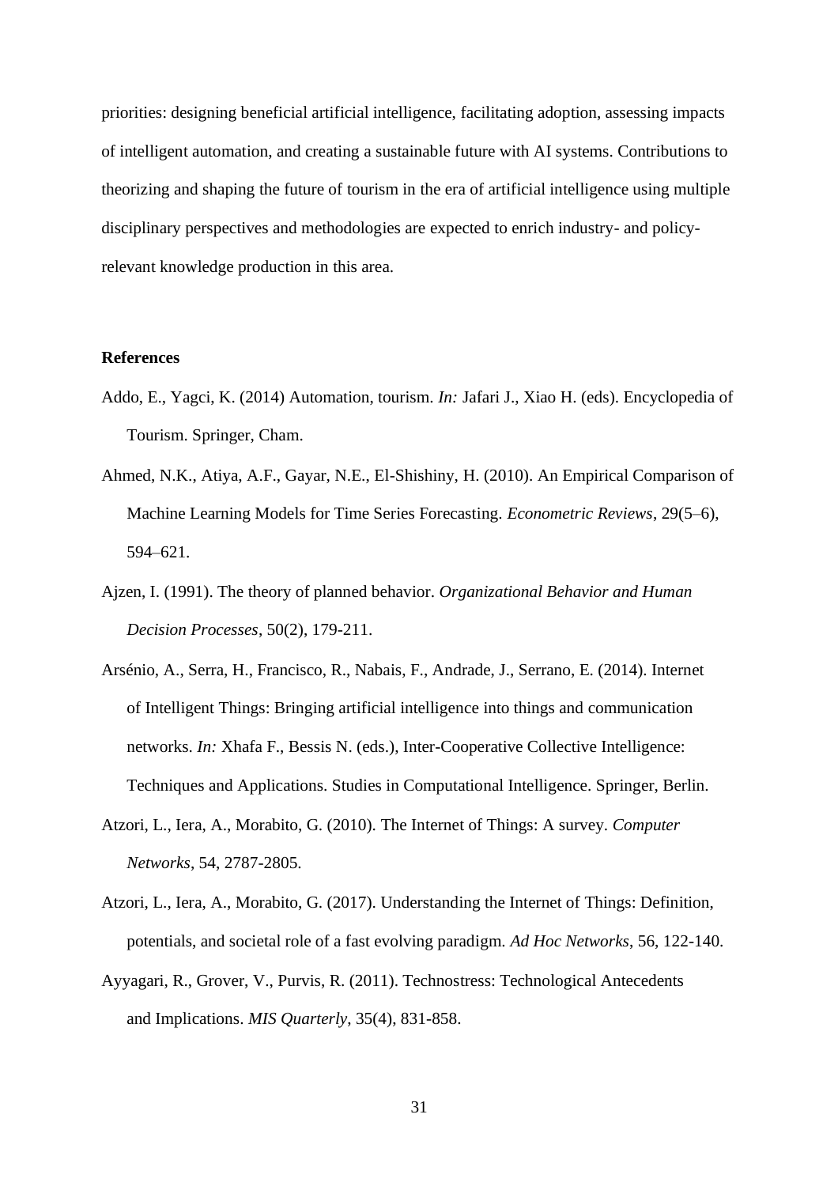priorities: designing beneficial artificial intelligence, facilitating adoption, assessing impacts of intelligent automation, and creating a sustainable future with AI systems. Contributions to theorizing and shaping the future of tourism in the era of artificial intelligence using multiple disciplinary perspectives and methodologies are expected to enrich industry- and policy-relevant knowledge production in this area.

**References**

Addo, E., Yagci, K. (2014) Automation, tourism. *In:* Jafari J., Xiao H. (eds). Encyclopedia of Tourism. Springer, Cham.

Ahmed, N.K., Atiya, A.F., Gayar, N.E., El-Shishiny, H. (2010). An Empirical Comparison of Machine Learning Models for Time Series Forecasting. *Econometric Reviews*, 29(5–6), 594–621.

Ajzen, I. (1991). The theory of planned behavior. *Organizational Behavior and Human Decision Processes*, 50(2), 179-211.

Arsénio, A., Serra, H., Francisco, R., Nabais, F., Andrade, J., Serrano, E. (2014). Internet of Intelligent Things: Bringing artificial intelligence into things and communication networks. *In:* Xhafa F., Bessis N. (eds.), Inter-Cooperative Collective Intelligence: Techniques and Applications. Studies in Computational Intelligence. Springer, Berlin.

Atzori, L., Iera, A., Morabito, G. (2010). The Internet of Things: A survey. *Computer Networks*, 54, 2787-2805.

Atzori, L., Iera, A., Morabito, G. (2017). Understanding the Internet of Things: Definition, potentials, and societal role of a fast evolving paradigm. *Ad Hoc Networks*, 56, 122-140.

Ayyagari, R., Grover, V., Purvis, R. (2011). Technostress: Technological Antecedents and Implications. *MIS Quarterly*, 35(4), 831-858.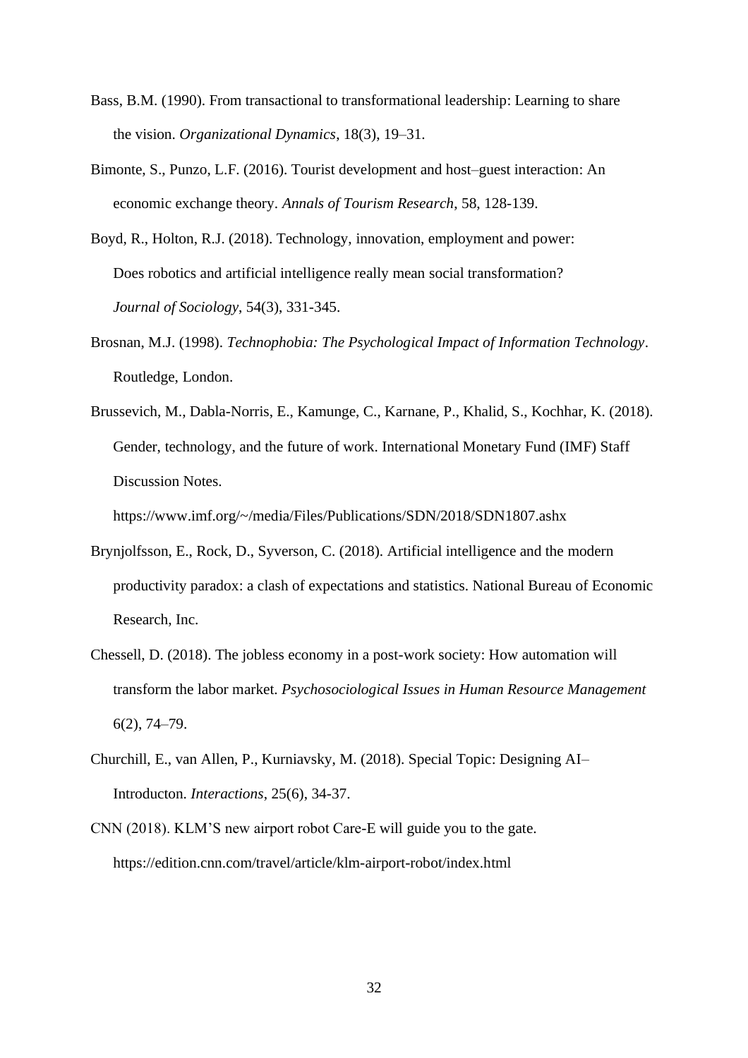Bass, B.M. (1990). From transactional to transformational leadership: Learning to share the vision. *Organizational Dynamics*, 18(3), 19–31.

Bimonte, S., Punzo, L.F. (2016). Tourist development and host–guest interaction: An economic exchange theory. *Annals of Tourism Research*, 58, 128-139.

Boyd, R., Holton, R.J. (2018). Technology, innovation, employment and power: Does robotics and artificial intelligence really mean social transformation? *Journal of Sociology*, 54(3), 331-345.

Brosnan, M.J. (1998). *Technophobia: The Psychological Impact of Information Technology*. Routledge, London.

Brussevich, M., Dabla-Norris, E., Kamunge, C., Karnane, P., Khalid, S., Kochhar, K. (2018). Gender, technology, and the future of work. International Monetary Fund (IMF) Staff Discussion Notes.

https://www.imf.org/~/media/Files/Publications/SDN/2018/SDN1807.ashx

Brynjolfsson, E., Rock, D., Syverson, C. (2018). Artificial intelligence and the modern productivity paradox: a clash of expectations and statistics. National Bureau of Economic Research, Inc.

Chessell, D. (2018). The jobless economy in a post-work society: How automation will transform the labor market. *Psychosociological Issues in Human Resource Management* 6(2), 74–79.

Churchill, E., van Allen, P., Kurniavsky, M. (2018). Special Topic: Designing AI– Introducton. *Interactions*, 25(6), 34-37.

CNN (2018). KLM'S new airport robot Care-E will guide you to the gate. https://edition.cnn.com/travel/article/klm-airport-robot/index.html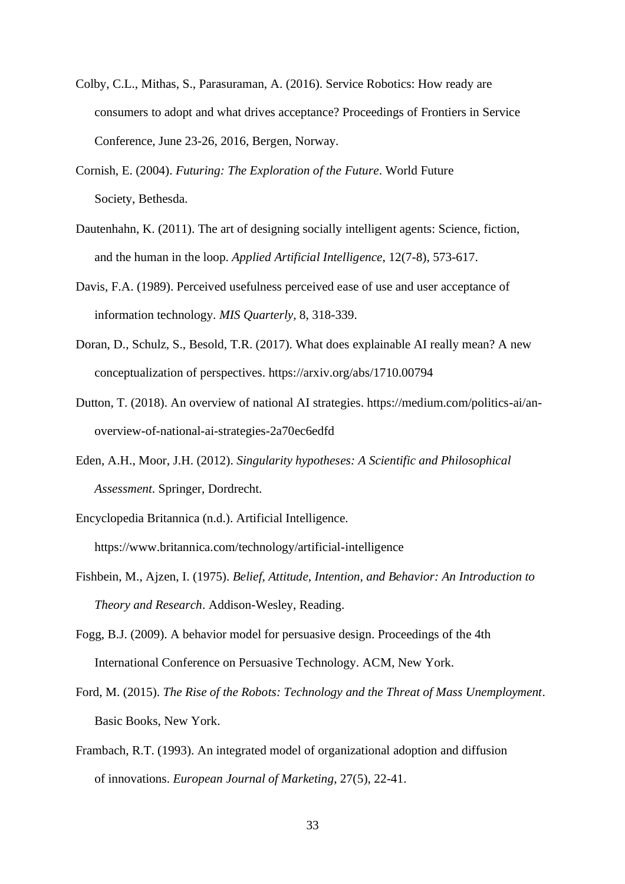Colby, C.L., Mithas, S., Parasuraman, A. (2016). Service Robotics: How ready are consumers to adopt and what drives acceptance? Proceedings of Frontiers in Service Conference, June 23-26, 2016, Bergen, Norway.

Cornish, E. (2004). *Futuring: The Exploration of the Future*. World Future Society, Bethesda.

Dautenhahn, K. (2011). The art of designing socially intelligent agents: Science, fiction, and the human in the loop. *Applied Artificial Intelligence*, 12(7-8), 573-617.

Davis, F.A. (1989). Perceived usefulness perceived ease of use and user acceptance of information technology. *MIS Quarterly*, 8, 318-339.

Doran, D., Schulz, S., Besold, T.R. (2017). What does explainable AI really mean? A new conceptualization of perspectives. https://arxiv.org/abs/1710.00794

Dutton, T. (2018). An overview of national AI strategies. https://medium.com/politics-ai/an-overview-of-national-ai-strategies-2a70ec6edfd

Eden, A.H., Moor, J.H. (2012). *Singularity hypotheses: A Scientific and Philosophical Assessment*. Springer, Dordrecht.

Encyclopedia Britannica (n.d.). Artificial Intelligence. https://www.britannica.com/technology/artificial-intelligence

Fishbein, M., Ajzen, I. (1975). *Belief, Attitude, Intention, and Behavior: An Introduction to Theory and Research*. Addison-Wesley, Reading.

Fogg, B.J. (2009). A behavior model for persuasive design. Proceedings of the 4th International Conference on Persuasive Technology. ACM, New York.

Ford, M. (2015). *The Rise of the Robots: Technology and the Threat of Mass Unemployment*. Basic Books, New York.

Frambach, R.T. (1993). An integrated model of organizational adoption and diffusion of innovations. *European Journal of Marketing*, 27(5), 22-41.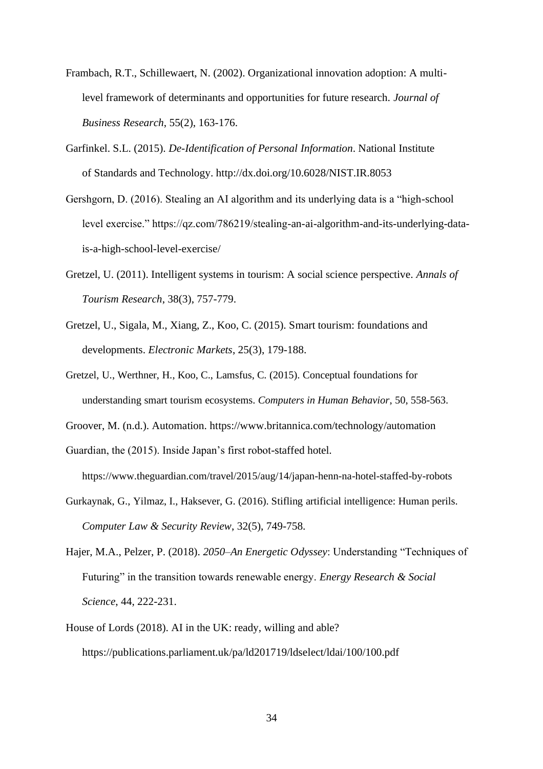Frambach, R.T., Schillewaert, N. (2002). Organizational innovation adoption: A multi-level framework of determinants and opportunities for future research. *Journal of Business Research*, 55(2), 163-176.

Garfinkel. S.L. (2015). *De-Identification of Personal Information*. National Institute of Standards and Technology. http://dx.doi.org/10.6028/NIST.IR.8053

Gershgorn, D. (2016). Stealing an AI algorithm and its underlying data is a "high-school level exercise." https://qz.com/786219/stealing-an-ai-algorithm-and-its-underlying-data-is-a-high-school-level-exercise/

Gretzel, U. (2011). Intelligent systems in tourism: A social science perspective. *Annals of Tourism Research*, 38(3), 757-779.

Gretzel, U., Sigala, M., Xiang, Z., Koo, C. (2015). Smart tourism: foundations and developments. *Electronic Markets*, 25(3), 179-188.

Gretzel, U., Werthner, H., Koo, C., Lamsfus, C. (2015). Conceptual foundations for understanding smart tourism ecosystems. *Computers in Human Behavior*, 50, 558-563.

Groover, M. (n.d.). Automation. https://www.britannica.com/technology/automation

Guardian, the (2015). Inside Japan's first robot-staffed hotel. https://www.theguardian.com/travel/2015/aug/14/japan-henn-na-hotel-staffed-by-robots

Gurkaynak, G., Yilmaz, I., Haksever, G. (2016). Stifling artificial intelligence: Human perils. *Computer Law & Security Review*, 32(5), 749-758.

Hajer, M.A., Pelzer, P. (2018). *2050–An Energetic Odyssey*: Understanding "Techniques of Futuring" in the transition towards renewable energy. *Energy Research & Social Science*, 44, 222-231.

House of Lords (2018). AI in the UK: ready, willing and able? https://publications.parliament.uk/pa/ld201719/ldselect/ldai/100/100.pdf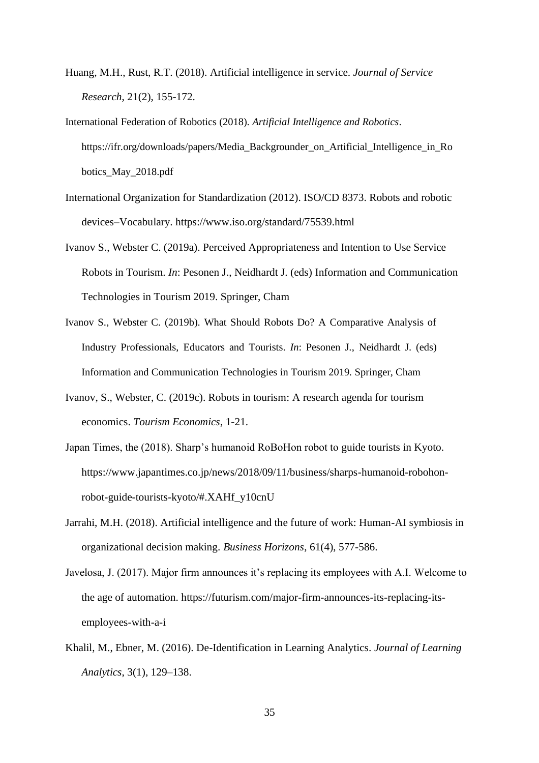Huang, M.H., Rust, R.T. (2018). Artificial intelligence in service. *Journal of Service Research*, 21(2), 155-172.

International Federation of Robotics (2018). *Artificial Intelligence and Robotics*. https://ifr.org/downloads/papers/Media_Backgrounder_on_Artificial_Intelligence_in_Robotics_May_2018.pdf

International Organization for Standardization (2012). ISO/CD 8373. Robots and robotic devices–Vocabulary. https://www.iso.org/standard/75539.html

Ivanov S., Webster C. (2019a). Perceived Appropriateness and Intention to Use Service Robots in Tourism. *In*: Pesonen J., Neidhardt J. (eds) Information and Communication Technologies in Tourism 2019. Springer, Cham

Ivanov S., Webster C. (2019b). What Should Robots Do? A Comparative Analysis of Industry Professionals, Educators and Tourists. *In*: Pesonen J., Neidhardt J. (eds) Information and Communication Technologies in Tourism 2019. Springer, Cham

Ivanov, S., Webster, C. (2019c). Robots in tourism: A research agenda for tourism economics. *Tourism Economics*, 1-21.

Japan Times, the (2018). Sharp's humanoid RoBoHon robot to guide tourists in Kyoto. https://www.japantimes.co.jp/news/2018/09/11/business/sharps-humanoid-robohon-robot-guide-tourists-kyoto/#.XAHf_y10cnU

Jarrahi, M.H. (2018). Artificial intelligence and the future of work: Human-AI symbiosis in organizational decision making. *Business Horizons*, 61(4), 577-586.

Javelosa, J. (2017). Major firm announces it's replacing its employees with A.I. Welcome to the age of automation. https://futurism.com/major-firm-announces-its-replacing-its-employees-with-a-i

Khalil, M., Ebner, M. (2016). De-Identification in Learning Analytics. *Journal of Learning Analytics*, 3(1), 129–138.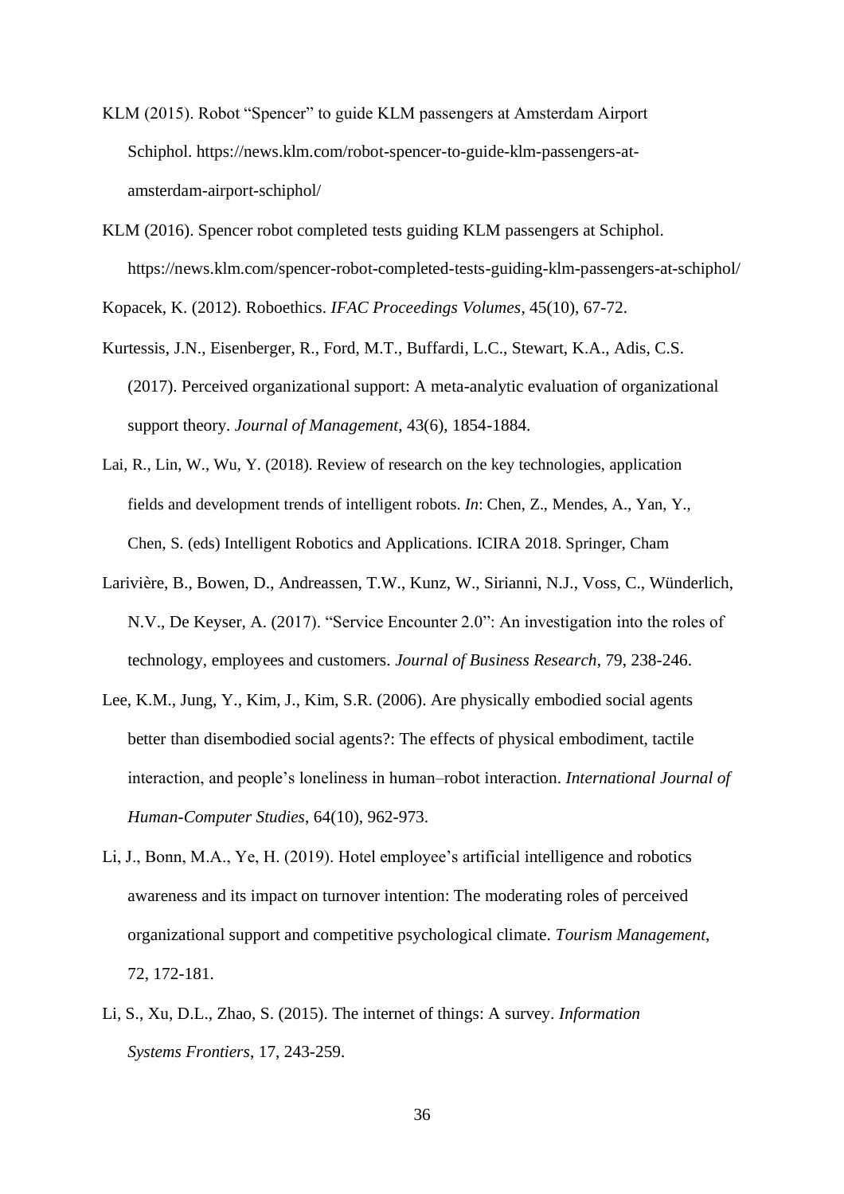KLM (2015). Robot “Spencer” to guide KLM passengers at Amsterdam Airport Schiphol. https://news.klm.com/robot-spencer-to-guide-klm-passengers-at-amsterdam-airport-schiphol/

KLM (2016). Spencer robot completed tests guiding KLM passengers at Schiphol. https://news.klm.com/spencer-robot-completed-tests-guiding-klm-passengers-at-schiphol/

Kopacek, K. (2012). Roboethics. *IFAC Proceedings Volumes*, 45(10), 67-72.

Kurtessis, J.N., Eisenberger, R., Ford, M.T., Buffardi, L.C., Stewart, K.A., Adis, C.S. (2017). Perceived organizational support: A meta-analytic evaluation of organizational support theory. *Journal of Management*, 43(6), 1854-1884.

Lai, R., Lin, W., Wu, Y. (2018). Review of research on the key technologies, application fields and development trends of intelligent robots. *In*: Chen, Z., Mendes, A., Yan, Y., Chen, S. (eds) Intelligent Robotics and Applications. ICIRA 2018. Springer, Cham

Larivière, B., Bowen, D., Andreassen, T.W., Kunz, W., Sirianni, N.J., Voss, C., Wünderlich, N.V., De Keyser, A. (2017). “Service Encounter 2.0”: An investigation into the roles of technology, employees and customers. *Journal of Business Research*, 79, 238-246.

Lee, K.M., Jung, Y., Kim, J., Kim, S.R. (2006). Are physically embodied social agents better than disembodied social agents?: The effects of physical embodiment, tactile interaction, and people’s loneliness in human–robot interaction. *International Journal of Human-Computer Studies*, 64(10), 962-973.

Li, J., Bonn, M.A., Ye, H. (2019). Hotel employee’s artificial intelligence and robotics awareness and its impact on turnover intention: The moderating roles of perceived organizational support and competitive psychological climate. *Tourism Management*, 72, 172-181.

Li, S., Xu, D.L., Zhao, S. (2015). The internet of things: A survey. *Information Systems Frontiers*, 17, 243-259.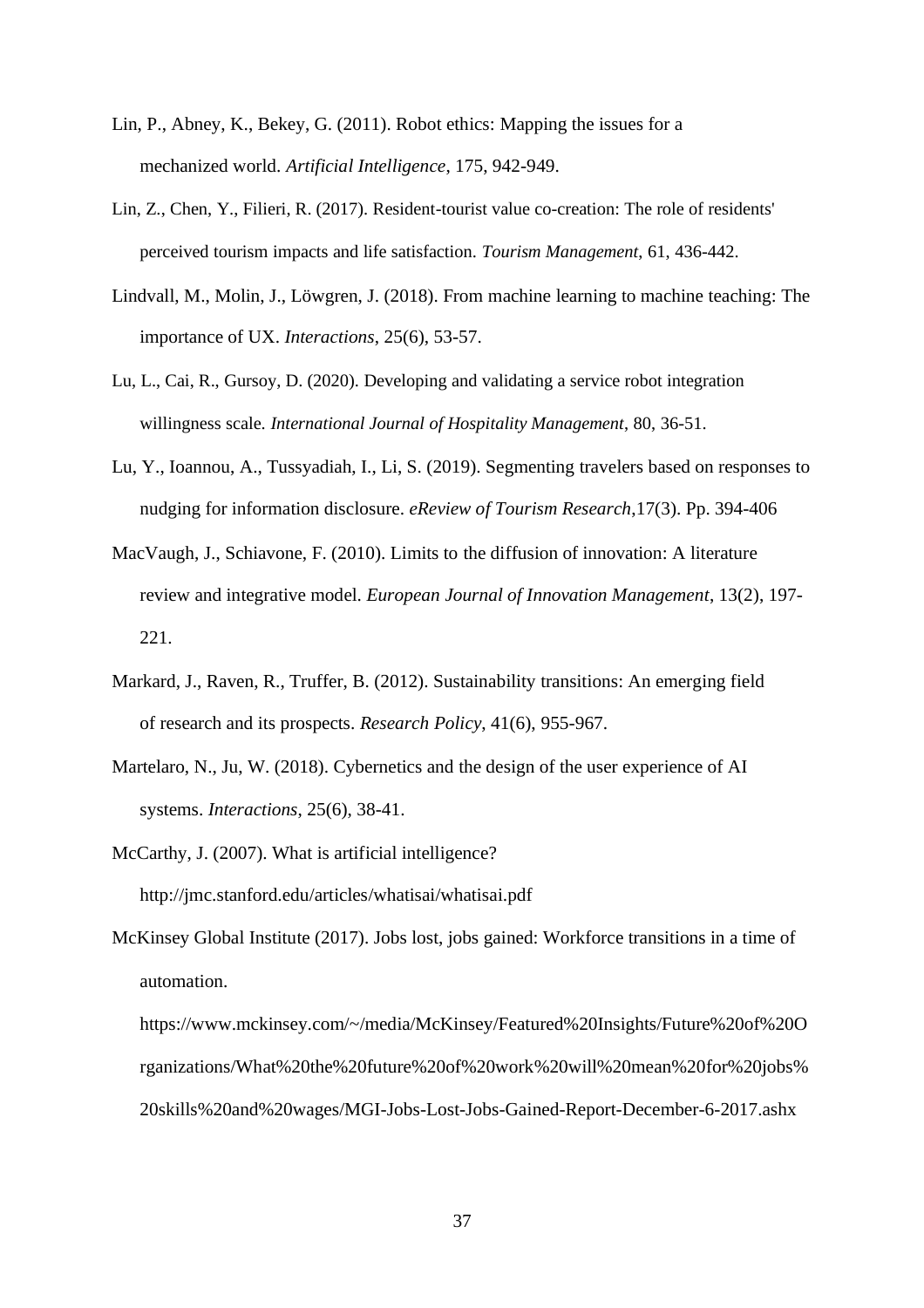Lin, P., Abney, K., Bekey, G. (2011). Robot ethics: Mapping the issues for a mechanized world. *Artificial Intelligence*, 175, 942-949.

Lin, Z., Chen, Y., Filieri, R. (2017). Resident-tourist value co-creation: The role of residents' perceived tourism impacts and life satisfaction. *Tourism Management*, 61, 436-442.

Lindvall, M., Molin, J., Löwgren, J. (2018). From machine learning to machine teaching: The importance of UX. *Interactions*, 25(6), 53-57.

Lu, L., Cai, R., Gursoy, D. (2020). Developing and validating a service robot integration willingness scale. *International Journal of Hospitality Management*, 80, 36-51.

Lu, Y., Ioannou, A., Tussyadiah, I., Li, S. (2019). Segmenting travelers based on responses to nudging for information disclosure. *eReview of Tourism Research*,17(3). Pp. 394-406

MacVaugh, J., Schiavone, F. (2010). Limits to the diffusion of innovation: A literature review and integrative model. *European Journal of Innovation Management*, 13(2), 197-221.

Markard, J., Raven, R., Truffer, B. (2012). Sustainability transitions: An emerging field of research and its prospects. *Research Policy*, 41(6), 955-967.

Martelaro, N., Ju, W. (2018). Cybernetics and the design of the user experience of AI systems. *Interactions*, 25(6), 38-41.

McCarthy, J. (2007). What is artificial intelligence? http://jmc.stanford.edu/articles/whatisai/whatisai.pdf

McKinsey Global Institute (2017). Jobs lost, jobs gained: Workforce transitions in a time of automation. https://www.mckinsey.com/~/media/McKinsey/Featured%20Insights/Future%20of%20Organizations/What%20the%20future%20of%20work%20will%20mean%20for%20jobs%20skills%20and%20wages/MGI-Jobs-Lost-Jobs-Gained-Report-December-6-2017.ashx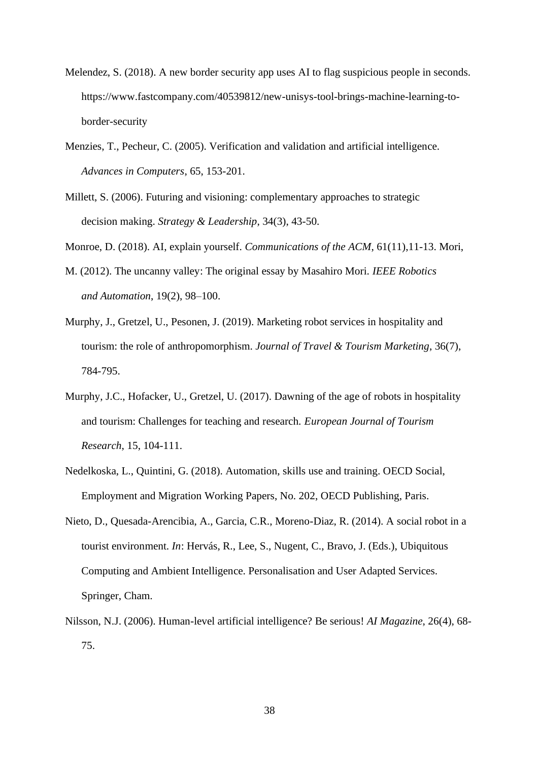Melendez, S. (2018). A new border security app uses AI to flag suspicious people in seconds. https://www.fastcompany.com/40539812/new-unisys-tool-brings-machine-learning-to-border-security

Menzies, T., Pecheur, C. (2005). Verification and validation and artificial intelligence. *Advances in Computers*, 65, 153-201.

Millett, S. (2006). Futuring and visioning: complementary approaches to strategic decision making. *Strategy & Leadership*, 34(3), 43-50.

Monroe, D. (2018). AI, explain yourself. *Communications of the ACM*, 61(11),11-13. Mori,

M. (2012). The uncanny valley: The original essay by Masahiro Mori. *IEEE Robotics and Automation*, 19(2), 98–100.

Murphy, J., Gretzel, U., Pesonen, J. (2019). Marketing robot services in hospitality and tourism: the role of anthropomorphism. *Journal of Travel & Tourism Marketing*, 36(7), 784-795.

Murphy, J.C., Hofacker, U., Gretzel, U. (2017). Dawning of the age of robots in hospitality and tourism: Challenges for teaching and research. *European Journal of Tourism Research*, 15, 104-111.

Nedelkoska, L., Quintini, G. (2018). Automation, skills use and training. OECD Social, Employment and Migration Working Papers, No. 202, OECD Publishing, Paris.

Nieto, D., Quesada-Arencibia, A., Garcia, C.R., Moreno-Diaz, R. (2014). A social robot in a tourist environment. *In*: Hervás, R., Lee, S., Nugent, C., Bravo, J. (Eds.), Ubiquitous Computing and Ambient Intelligence. Personalisation and User Adapted Services. Springer, Cham.

Nilsson, N.J. (2006). Human-level artificial intelligence? Be serious! *AI Magazine*, 26(4), 68-75.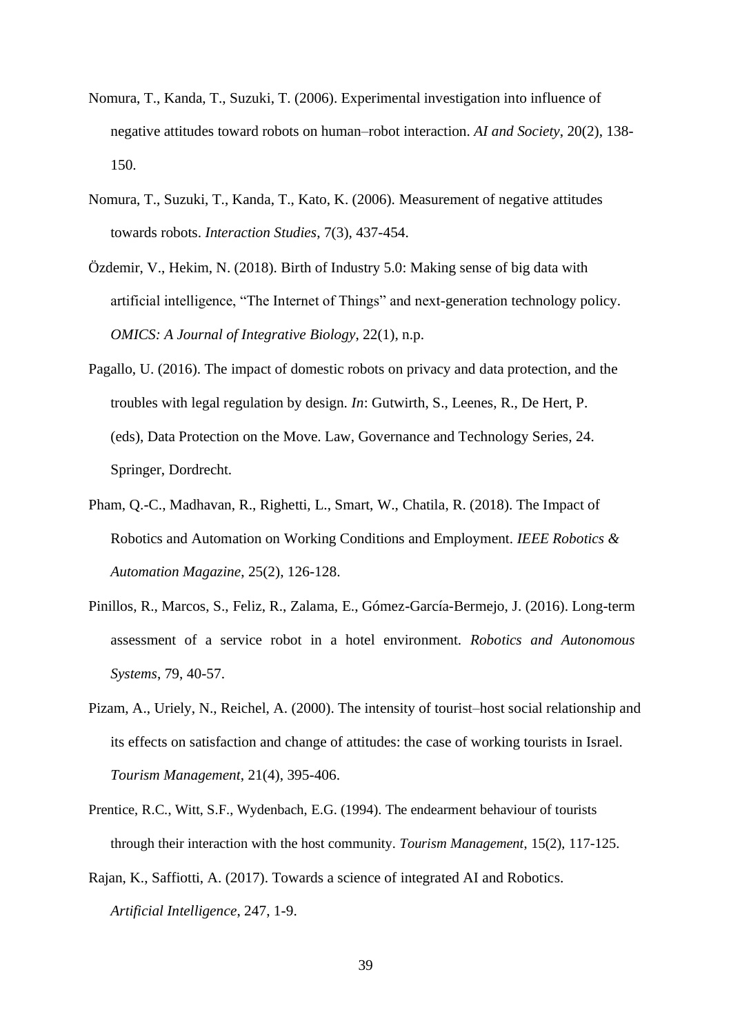Nomura, T., Kanda, T., Suzuki, T. (2006). Experimental investigation into influence of negative attitudes toward robots on human–robot interaction. *AI and Society*, 20(2), 138-150.

Nomura, T., Suzuki, T., Kanda, T., Kato, K. (2006). Measurement of negative attitudes towards robots. *Interaction Studies*, 7(3), 437-454.

Özdemir, V., Hekim, N. (2018). Birth of Industry 5.0: Making sense of big data with artificial intelligence, "The Internet of Things" and next-generation technology policy. *OMICS: A Journal of Integrative Biology*, 22(1), n.p.

Pagallo, U. (2016). The impact of domestic robots on privacy and data protection, and the troubles with legal regulation by design. *In*: Gutwirth, S., Leenes, R., De Hert, P. (eds), Data Protection on the Move. Law, Governance and Technology Series, 24. Springer, Dordrecht.

Pham, Q.-C., Madhavan, R., Righetti, L., Smart, W., Chatila, R. (2018). The Impact of Robotics and Automation on Working Conditions and Employment. *IEEE Robotics & Automation Magazine*, 25(2), 126-128.

Pinillos, R., Marcos, S., Feliz, R., Zalama, E., Gómez-García-Bermejo, J. (2016). Long-term assessment of a service robot in a hotel environment. *Robotics and Autonomous Systems*, 79, 40-57.

Pizam, A., Uriely, N., Reichel, A. (2000). The intensity of tourist–host social relationship and its effects on satisfaction and change of attitudes: the case of working tourists in Israel. *Tourism Management*, 21(4), 395-406.

Prentice, R.C., Witt, S.F., Wydenbach, E.G. (1994). The endearment behaviour of tourists through their interaction with the host community. *Tourism Management*, 15(2), 117-125.

Rajan, K., Saffiotti, A. (2017). Towards a science of integrated AI and Robotics. *Artificial Intelligence*, 247, 1-9.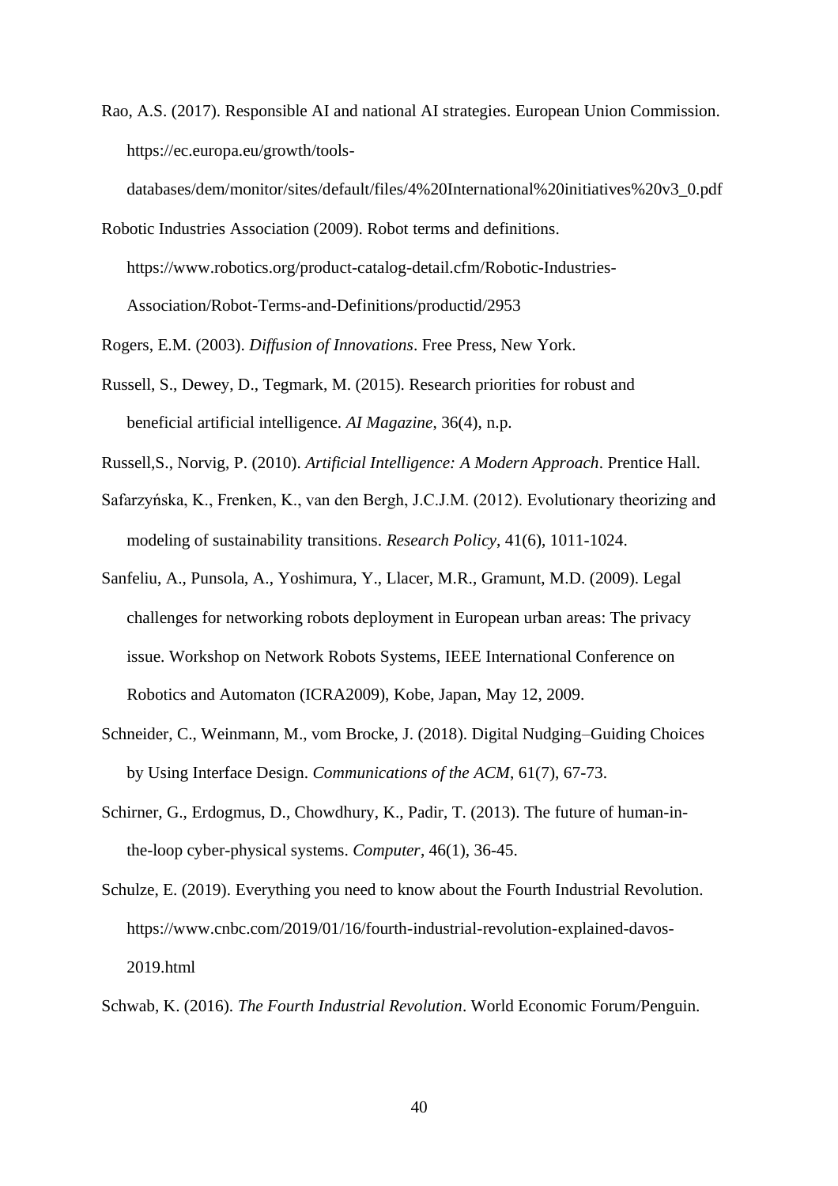Rao, A.S. (2017). Responsible AI and national AI strategies. European Union Commission. https://ec.europa.eu/growth/tools-databases/dem/monitor/sites/default/files/4%20International%20initiatives%20v3_0.pdf

Robotic Industries Association (2009). Robot terms and definitions. https://www.robotics.org/product-catalog-detail.cfm/Robotic-Industries-Association/Robot-Terms-and-Definitions/productid/2953

Rogers, E.M. (2003). *Diffusion of Innovations*. Free Press, New York.

Russell, S., Dewey, D., Tegmark, M. (2015). Research priorities for robust and beneficial artificial intelligence. *AI Magazine*, 36(4), n.p.

Russell,S., Norvig, P. (2010). *Artificial Intelligence: A Modern Approach*. Prentice Hall.

Safarzyńska, K., Frenken, K., van den Bergh, J.C.J.M. (2012). Evolutionary theorizing and modeling of sustainability transitions. *Research Policy*, 41(6), 1011-1024.

Sanfeliu, A., Punsola, A., Yoshimura, Y., Llacer, M.R., Gramunt, M.D. (2009). Legal challenges for networking robots deployment in European urban areas: The privacy issue. Workshop on Network Robots Systems, IEEE International Conference on Robotics and Automaton (ICRA2009), Kobe, Japan, May 12, 2009.

Schneider, C., Weinmann, M., vom Brocke, J. (2018). Digital Nudging–Guiding Choices by Using Interface Design. *Communications of the ACM*, 61(7), 67-73.

Schirner, G., Erdogmus, D., Chowdhury, K., Padir, T. (2013). The future of human-in-the-loop cyber-physical systems. *Computer*, 46(1), 36-45.

Schulze, E. (2019). Everything you need to know about the Fourth Industrial Revolution. https://www.cnbc.com/2019/01/16/fourth-industrial-revolution-explained-davos-2019.html

Schwab, K. (2016). *The Fourth Industrial Revolution*. World Economic Forum/Penguin.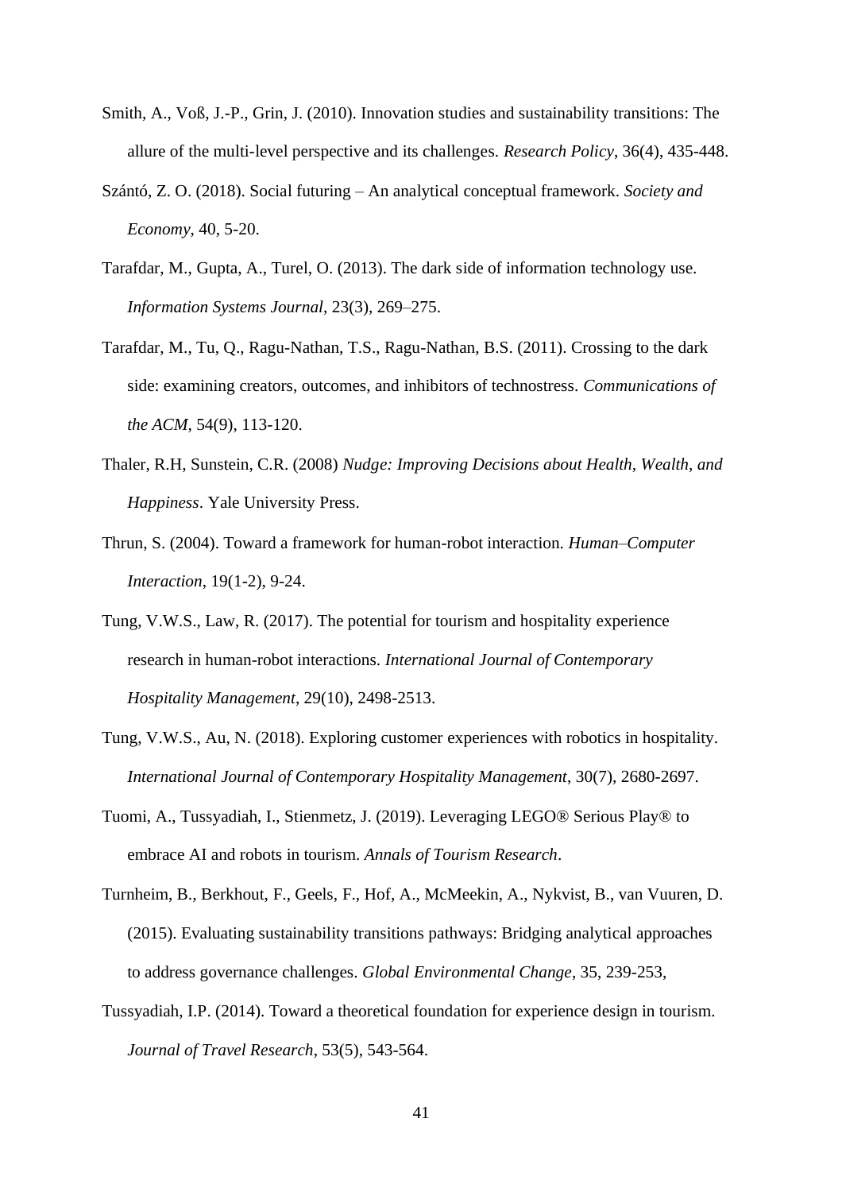Smith, A., Voß, J.-P., Grin, J. (2010). Innovation studies and sustainability transitions: The allure of the multi-level perspective and its challenges. *Research Policy*, 36(4), 435-448.

Szántó, Z. O. (2018). Social futuring – An analytical conceptual framework. *Society and Economy*, 40, 5-20.

Tarafdar, M., Gupta, A., Turel, O. (2013). The dark side of information technology use. *Information Systems Journal*, 23(3), 269–275.

Tarafdar, M., Tu, Q., Ragu-Nathan, T.S., Ragu-Nathan, B.S. (2011). Crossing to the dark side: examining creators, outcomes, and inhibitors of technostress. *Communications of the ACM*, 54(9), 113-120.

Thaler, R.H, Sunstein, C.R. (2008) *Nudge: Improving Decisions about Health, Wealth, and Happiness*. Yale University Press.

Thrun, S. (2004). Toward a framework for human-robot interaction. *Human–Computer Interaction*, 19(1-2), 9-24.

Tung, V.W.S., Law, R. (2017). The potential for tourism and hospitality experience research in human-robot interactions. *International Journal of Contemporary Hospitality Management*, 29(10), 2498-2513.

Tung, V.W.S., Au, N. (2018). Exploring customer experiences with robotics in hospitality. *International Journal of Contemporary Hospitality Management*, 30(7), 2680-2697.

Tuomi, A., Tussyadiah, I., Stienmetz, J. (2019). Leveraging LEGO® Serious Play® to embrace AI and robots in tourism. *Annals of Tourism Research*.

Turnheim, B., Berkhout, F., Geels, F., Hof, A., McMeekin, A., Nykvist, B., van Vuuren, D. (2015). Evaluating sustainability transitions pathways: Bridging analytical approaches to address governance challenges. *Global Environmental Change*, 35, 239-253,

Tussyadiah, I.P. (2014). Toward a theoretical foundation for experience design in tourism. *Journal of Travel Research*, 53(5), 543-564.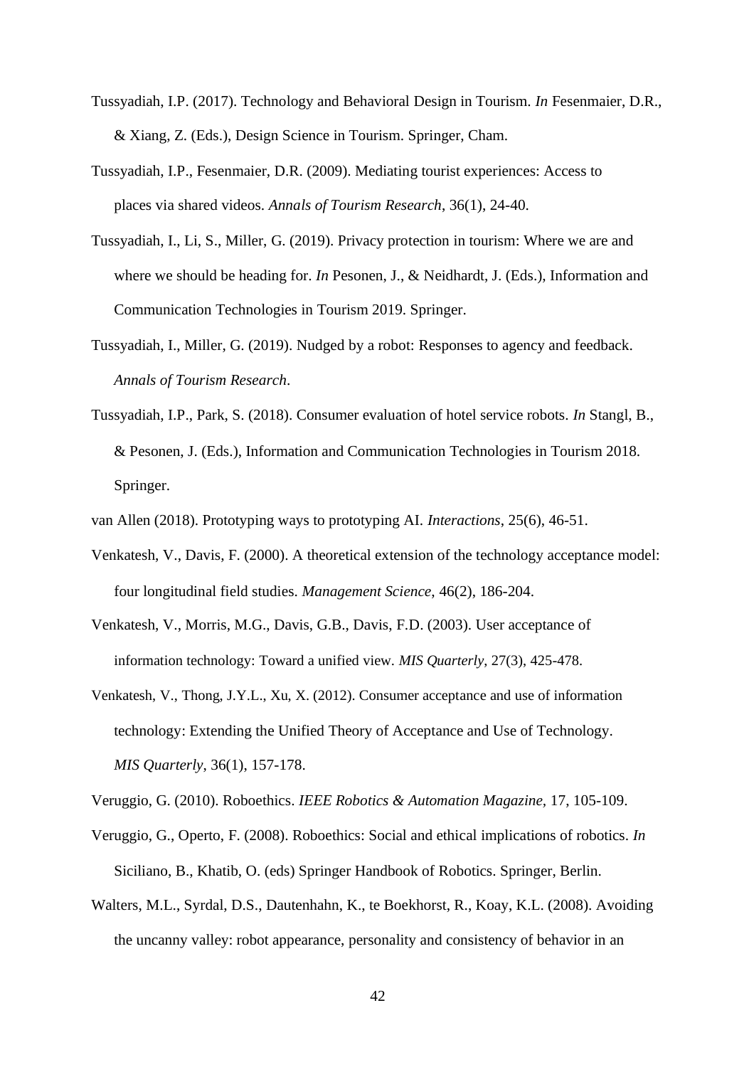Tussyadiah, I.P. (2017). Technology and Behavioral Design in Tourism. *In* Fesenmaier, D.R., & Xiang, Z. (Eds.), Design Science in Tourism. Springer, Cham.

Tussyadiah, I.P., Fesenmaier, D.R. (2009). Mediating tourist experiences: Access to places via shared videos. *Annals of Tourism Research*, 36(1), 24-40.

Tussyadiah, I., Li, S., Miller, G. (2019). Privacy protection in tourism: Where we are and where we should be heading for. *In* Pesonen, J., & Neidhardt, J. (Eds.), Information and Communication Technologies in Tourism 2019. Springer.

Tussyadiah, I., Miller, G. (2019). Nudged by a robot: Responses to agency and feedback. *Annals of Tourism Research*.

Tussyadiah, I.P., Park, S. (2018). Consumer evaluation of hotel service robots. *In* Stangl, B., & Pesonen, J. (Eds.), Information and Communication Technologies in Tourism 2018. Springer.

van Allen (2018). Prototyping ways to prototyping AI. *Interactions*, 25(6), 46-51.

Venkatesh, V., Davis, F. (2000). A theoretical extension of the technology acceptance model: four longitudinal field studies. *Management Science*, 46(2), 186-204.

Venkatesh, V., Morris, M.G., Davis, G.B., Davis, F.D. (2003). User acceptance of information technology: Toward a unified view. *MIS Quarterly*, 27(3), 425-478.

Venkatesh, V., Thong, J.Y.L., Xu, X. (2012). Consumer acceptance and use of information technology: Extending the Unified Theory of Acceptance and Use of Technology. *MIS Quarterly*, 36(1), 157-178.

Veruggio, G. (2010). Roboethics. *IEEE Robotics & Automation Magazine*, 17, 105-109.

Veruggio, G., Operto, F. (2008). Roboethics: Social and ethical implications of robotics. *In* Siciliano, B., Khatib, O. (eds) Springer Handbook of Robotics. Springer, Berlin.

Walters, M.L., Syrdal, D.S., Dautenhahn, K., te Boekhorst, R., Koay, K.L. (2008). Avoiding the uncanny valley: robot appearance, personality and consistency of behavior in an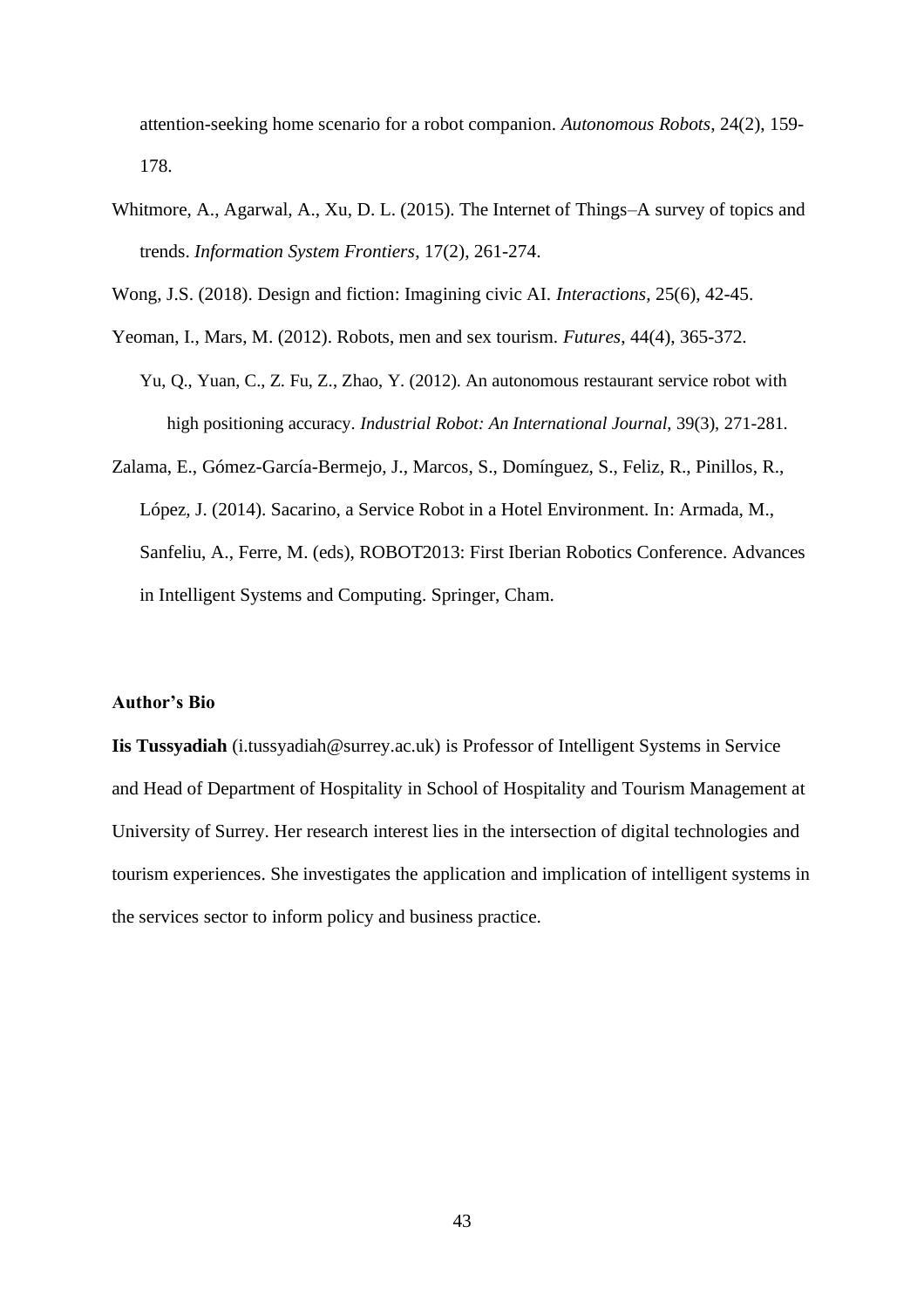attention-seeking home scenario for a robot companion. *Autonomous Robots*, 24(2), 159-178.

Whitmore, A., Agarwal, A., Xu, D. L. (2015). The Internet of Things–A survey of topics and trends. *Information System Frontiers*, 17(2), 261-274.

Wong, J.S. (2018). Design and fiction: Imagining civic AI. *Interactions*, 25(6), 42-45.

Yeoman, I., Mars, M. (2012). Robots, men and sex tourism. *Futures*, 44(4), 365-372.

Yu, Q., Yuan, C., Z. Fu, Z., Zhao, Y. (2012). An autonomous restaurant service robot with high positioning accuracy. *Industrial Robot: An International Journal*, 39(3), 271-281.

Zalama, E., Gómez-García-Bermejo, J., Marcos, S., Domínguez, S., Feliz, R., Pinillos, R., López, J. (2014). Sacarino, a Service Robot in a Hotel Environment. In: Armada, M., Sanfeliu, A., Ferre, M. (eds), ROBOT2013: First Iberian Robotics Conference. Advances in Intelligent Systems and Computing. Springer, Cham.

**Author's Bio**

**Iis Tussyadiah** (i.tussyadiah@surrey.ac.uk) is Professor of Intelligent Systems in Service and Head of Department of Hospitality in School of Hospitality and Tourism Management at University of Surrey. Her research interest lies in the intersection of digital technologies and tourism experiences. She investigates the application and implication of intelligent systems in the services sector to inform policy and business practice.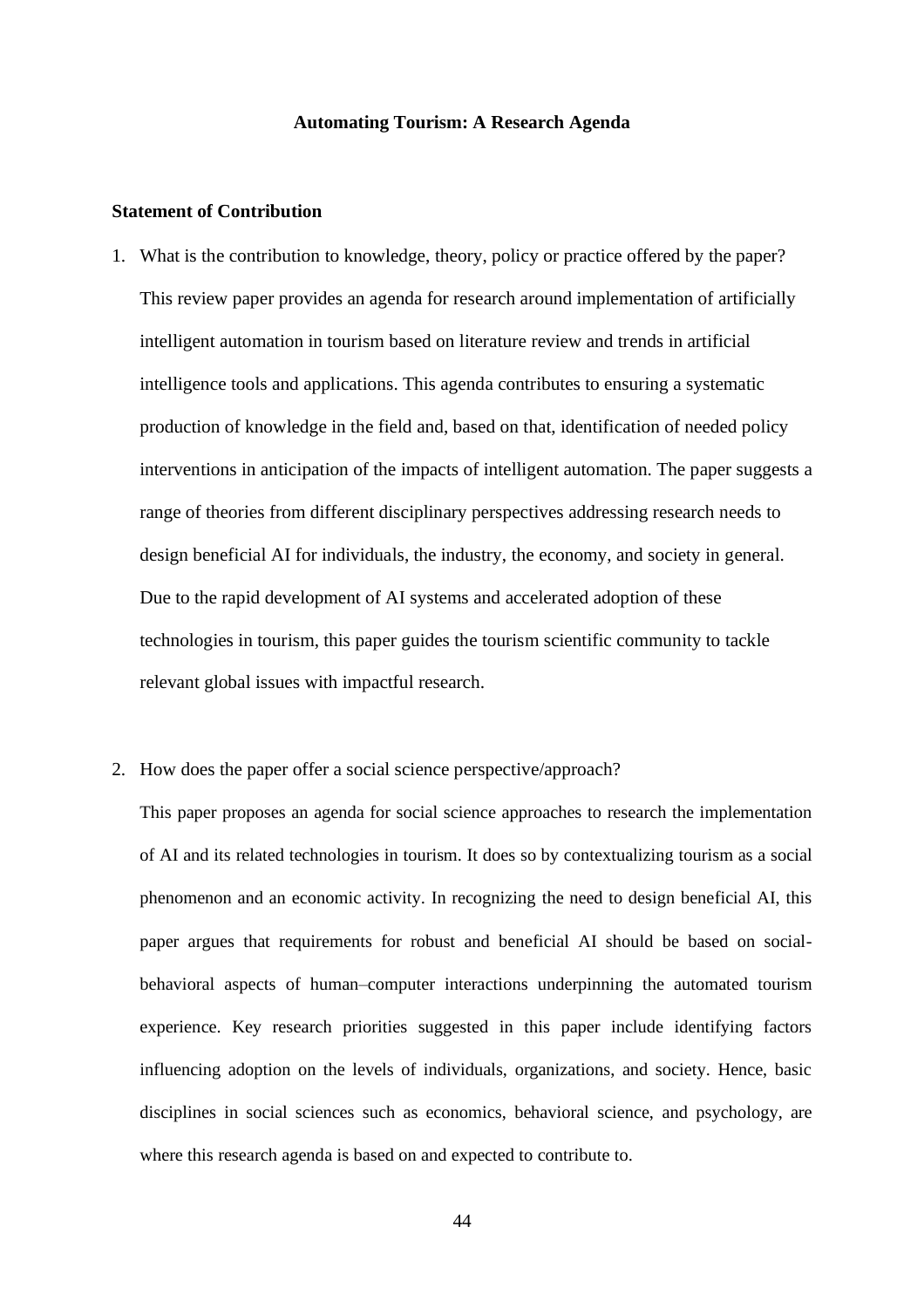**Automating Tourism: A Research Agenda**

**Statement of Contribution**

1. What is the contribution to knowledge, theory, policy or practice offered by the paper?

   This review paper provides an agenda for research around implementation of artificially intelligent automation in tourism based on literature review and trends in artificial intelligence tools and applications. This agenda contributes to ensuring a systematic production of knowledge in the field and, based on that, identification of needed policy interventions in anticipation of the impacts of intelligent automation. The paper suggests a range of theories from different disciplinary perspectives addressing research needs to design beneficial AI for individuals, the industry, the economy, and society in general. Due to the rapid development of AI systems and accelerated adoption of these technologies in tourism, this paper guides the tourism scientific community to tackle relevant global issues with impactful research.

2. How does the paper offer a social science perspective/approach?

   This paper proposes an agenda for social science approaches to research the implementation of AI and its related technologies in tourism. It does so by contextualizing tourism as a social phenomenon and an economic activity. In recognizing the need to design beneficial AI, this paper argues that requirements for robust and beneficial AI should be based on social-behavioral aspects of human–computer interactions underpinning the automated tourism experience. Key research priorities suggested in this paper include identifying factors influencing adoption on the levels of individuals, organizations, and society. Hence, basic disciplines in social sciences such as economics, behavioral science, and psychology, are where this research agenda is based on and expected to contribute to.